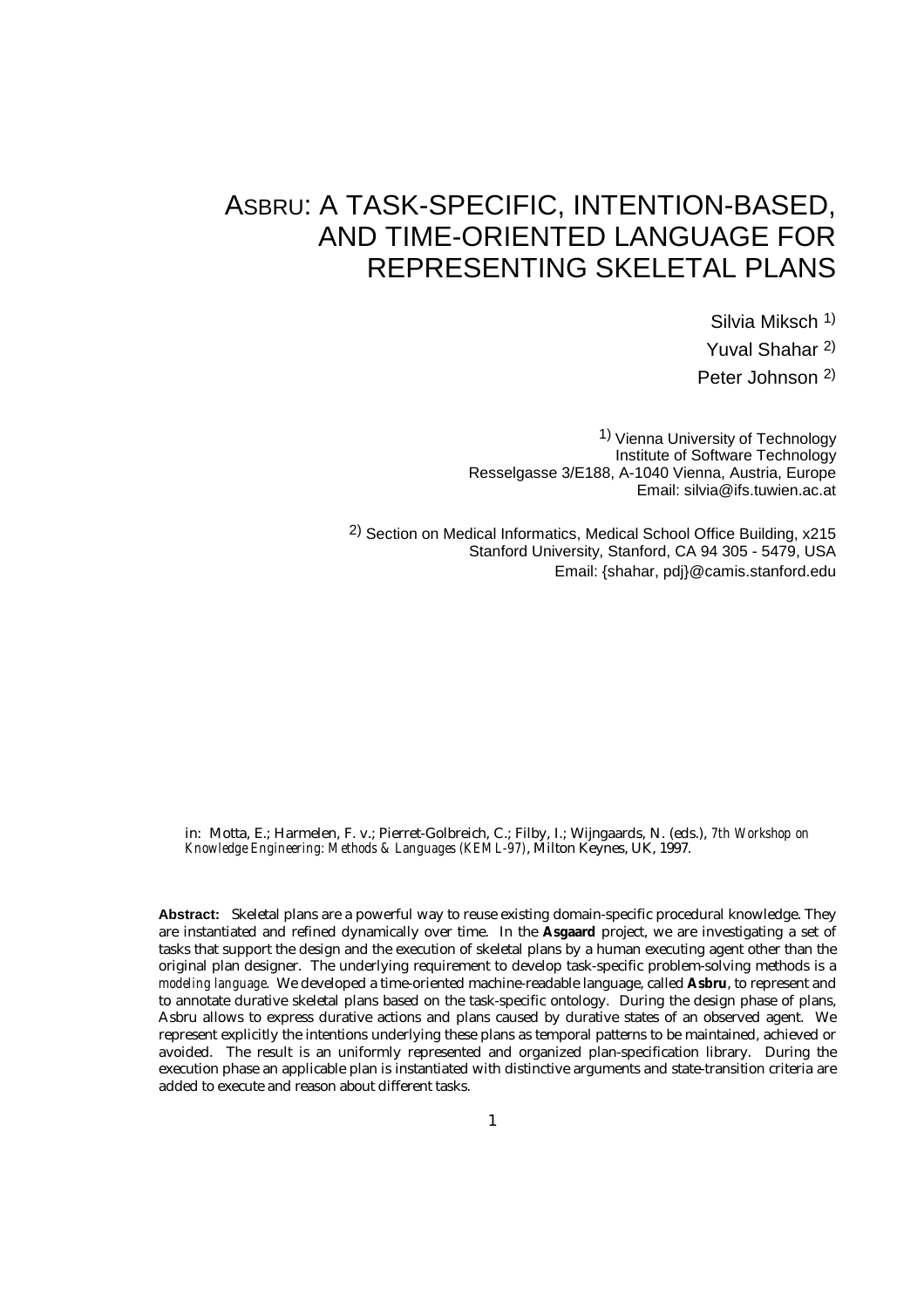# ASBRU: A TASK-SPECIFIC, INTENTION-BASED, AND TIME-ORIENTED LANGUAGE FOR REPRESENTING SKELETAL PLANS

Silvia Miksch [1)]

Yuval Shahar [2)]

Peter Johnson [2)]

[1)] Vienna University of Technology
Institute of Software Technology
Resselgasse 3/E188, A-1040 Vienna, Austria, Europe
Email: silvia@ifs.tuwien.ac.at

[2)] Section on Medical Informatics, Medical School Office Building, x215
Stanford University, Stanford, CA 94 305 - 5479, USA
Email: {shahar, pdj}@camis.stanford.edu

in: Motta, E.; Harmelen, F. v.; Pierret-Golbreich, C.; Filby, I.; Wijngaards, N. (eds.), *7th Workshop on Knowledge Engineering: Methods & Languages (KEML-97)*, Milton Keynes, UK, 1997.

**Abstract:** Skeletal plans are a powerful way to reuse existing domain-specific procedural knowledge. They are instantiated and refined dynamically over time. In the **Asgaard** project, we are investigating a set of tasks that support the design and the execution of skeletal plans by a human executing agent other than the original plan designer. The underlying requirement to develop task-specific problem-solving methods is a *modeling language*. We developed a time-oriented machine-readable language, called **Asbru**, to represent and to annotate durative skeletal plans based on the task-specific ontology. During the design phase of plans, Asbru allows to express durative actions and plans caused by durative states of an observed agent. We represent explicitly the intentions underlying these plans as temporal patterns to be maintained, achieved or avoided. The result is an uniformly represented and organized plan-specification library. During the execution phase an applicable plan is instantiated with distinctive arguments and state-transition criteria are added to execute and reason about different tasks.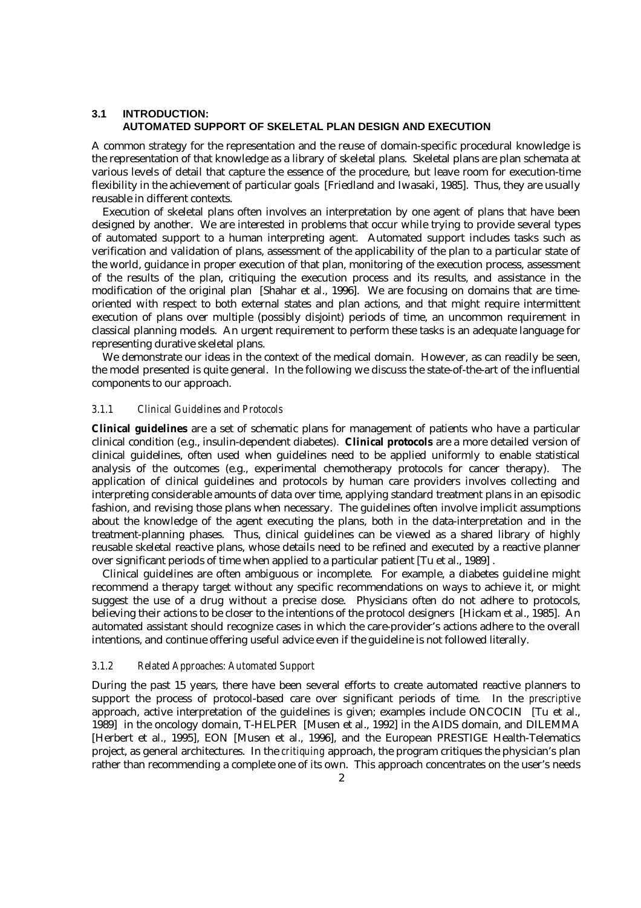### 3.1 INTRODUCTION: AUTOMATED SUPPORT OF SKELETAL PLAN DESIGN AND EXECUTION

A common strategy for the representation and the reuse of domain-specific procedural knowledge is the representation of that knowledge as a library of skeletal plans. Skeletal plans are plan schemata at various levels of detail that capture the essence of the procedure, but leave room for execution-time flexibility in the achievement of particular goals [Friedland and Iwasaki, 1985]. Thus, they are usually reusable in different contexts.

Execution of skeletal plans often involves an interpretation by one agent of plans that have been designed by another. We are interested in problems that occur while trying to provide several types of automated support to a human interpreting agent. Automated support includes tasks such as verification and validation of plans, assessment of the applicability of the plan to a particular state of the world, guidance in proper execution of that plan, monitoring of the execution process, assessment of the results of the plan, critiquing the execution process and its results, and assistance in the modification of the original plan [Shahar et al., 1996]. We are focusing on domains that are time-oriented with respect to both external states and plan actions, and that might require intermittent execution of plans over multiple (possibly disjoint) periods of time, an uncommon requirement in classical planning models. An urgent requirement to perform these tasks is an adequate language for representing durative skeletal plans.

We demonstrate our ideas in the context of the medical domain. However, as can readily be seen, the model presented is quite general. In the following we discuss the state-of-the-art of the influential components to our approach.

#### *3.1.1 Clinical Guidelines and Protocols*

**Clinical guidelines** are a set of schematic plans for management of patients who have a particular clinical condition (e.g., insulin-dependent diabetes). **Clinical protocols** are a more detailed version of clinical guidelines, often used when guidelines need to be applied uniformly to enable statistical analysis of the outcomes (e.g., experimental chemotherapy protocols for cancer therapy). The application of clinical guidelines and protocols by human care providers involves collecting and interpreting considerable amounts of data over time, applying standard treatment plans in an episodic fashion, and revising those plans when necessary. The guidelines often involve implicit assumptions about the knowledge of the agent executing the plans, both in the data-interpretation and in the treatment-planning phases. Thus, clinical guidelines can be viewed as a shared library of highly reusable skeletal reactive plans, whose details need to be refined and executed by a reactive planner over significant periods of time when applied to a particular patient [Tu et al., 1989].

Clinical guidelines are often ambiguous or incomplete. For example, a diabetes guideline might recommend a therapy target without any specific recommendations on ways to achieve it, or might suggest the use of a drug without a precise dose. Physicians often do not adhere to protocols, believing their actions to be closer to the intentions of the protocol designers [Hickam et al., 1985]. An automated assistant should recognize cases in which the care-provider's actions adhere to the overall intentions, and continue offering useful advice even if the guideline is not followed literally.

#### *3.1.2 Related Approaches: Automated Support*

During the past 15 years, there have been several efforts to create automated reactive planners to support the process of protocol-based care over significant periods of time. In the *prescriptive* approach, active interpretation of the guidelines is given; examples include ONCOCIN [Tu et al., 1989] in the oncology domain, T-HELPER [Musen et al., 1992] in the AIDS domain, and DILEMMA [Herbert et al., 1995], EON [Musen et al., 1996], and the European PRESTIGE Health-Telematics project, as general architectures. In the *critiquing* approach, the program critiques the physician's plan rather than recommending a complete one of its own. This approach concentrates on the user's needs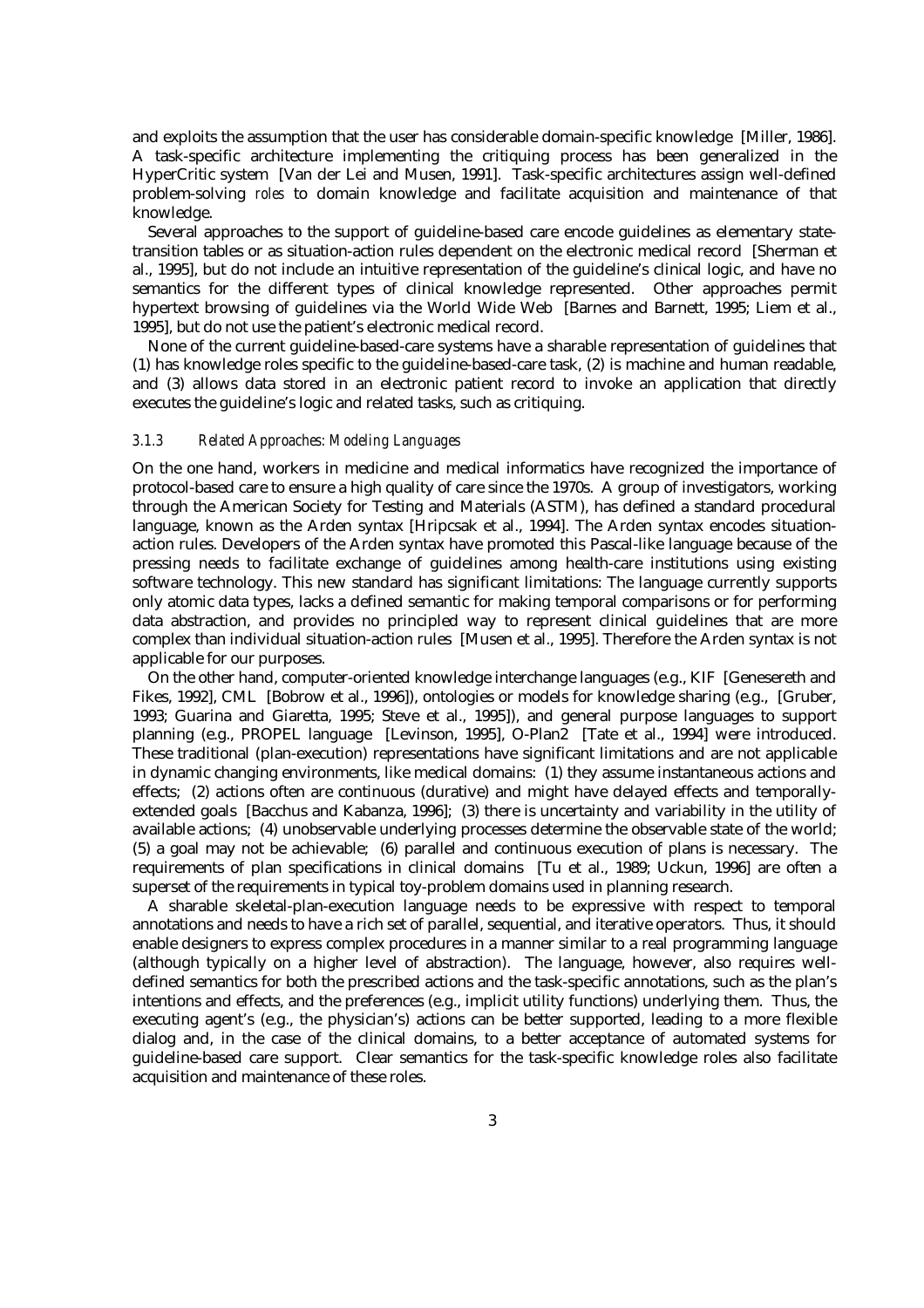and exploits the assumption that the user has considerable domain-specific knowledge [Miller, 1986]. A task-specific architecture implementing the critiquing process has been generalized in the HyperCritic system [Van der Lei and Musen, 1991]. Task-specific architectures assign well-defined problem-solving *roles* to domain knowledge and facilitate acquisition and maintenance of that knowledge.

Several approaches to the support of guideline-based care encode guidelines as elementary state-transition tables or as situation-action rules dependent on the electronic medical record [Sherman et al., 1995], but do not include an intuitive representation of the guideline's clinical logic, and have no semantics for the different types of clinical knowledge represented. Other approaches permit hypertext browsing of guidelines via the World Wide Web [Barnes and Barnett, 1995; Liem et al., 1995], but do not use the patient's electronic medical record.

None of the current guideline-based-care systems have a sharable representation of guidelines that (1) has knowledge roles specific to the guideline-based-care task, (2) is machine and human readable, and (3) allows data stored in an electronic patient record to invoke an application that directly executes the guideline's logic and related tasks, such as critiquing.

### *3.1.3 Related Approaches: Modeling Languages*

On the one hand, workers in medicine and medical informatics have recognized the importance of protocol-based care to ensure a high quality of care since the 1970s. A group of investigators, working through the American Society for Testing and Materials (ASTM), has defined a standard procedural language, known as the Arden syntax [Hripcsak et al., 1994]. The Arden syntax encodes situation-action rules. Developers of the Arden syntax have promoted this Pascal-like language because of the pressing needs to facilitate exchange of guidelines among health-care institutions using existing software technology. This new standard has significant limitations: The language currently supports only atomic data types, lacks a defined semantic for making temporal comparisons or for performing data abstraction, and provides no principled way to represent clinical guidelines that are more complex than individual situation-action rules [Musen et al., 1995]. Therefore the Arden syntax is not applicable for our purposes.

On the other hand, computer-oriented knowledge interchange languages (e.g., KIF [Genesereth and Fikes, 1992], CML [Bobrow et al., 1996]), ontologies or models for knowledge sharing (e.g., [Gruber, 1993; Guarina and Giaretta, 1995; Steve et al., 1995]), and general purpose languages to support planning (e.g., PROPEL language [Levinson, 1995], O-Plan2 [Tate et al., 1994] were introduced. These traditional (plan-execution) representations have significant limitations and are not applicable in dynamic changing environments, like medical domains: (1) they assume instantaneous actions and effects; (2) actions often are continuous (durative) and might have delayed effects and temporally-extended goals [Bacchus and Kabanza, 1996]; (3) there is uncertainty and variability in the utility of available actions; (4) unobservable underlying processes determine the observable state of the world; (5) a goal may not be achievable; (6) parallel and continuous execution of plans is necessary. The requirements of plan specifications in clinical domains [Tu et al., 1989; Uckun, 1996] are often a superset of the requirements in typical toy-problem domains used in planning research.

A sharable skeletal-plan-execution language needs to be expressive with respect to temporal annotations and needs to have a rich set of parallel, sequential, and iterative operators. Thus, it should enable designers to express complex procedures in a manner similar to a real programming language (although typically on a higher level of abstraction). The language, however, also requires well-defined semantics for both the prescribed actions and the task-specific annotations, such as the plan's intentions and effects, and the preferences (e.g., implicit utility functions) underlying them. Thus, the executing agent's (e.g., the physician's) actions can be better supported, leading to a more flexible dialog and, in the case of the clinical domains, to a better acceptance of automated systems for guideline-based care support. Clear semantics for the task-specific knowledge roles also facilitate acquisition and maintenance of these roles.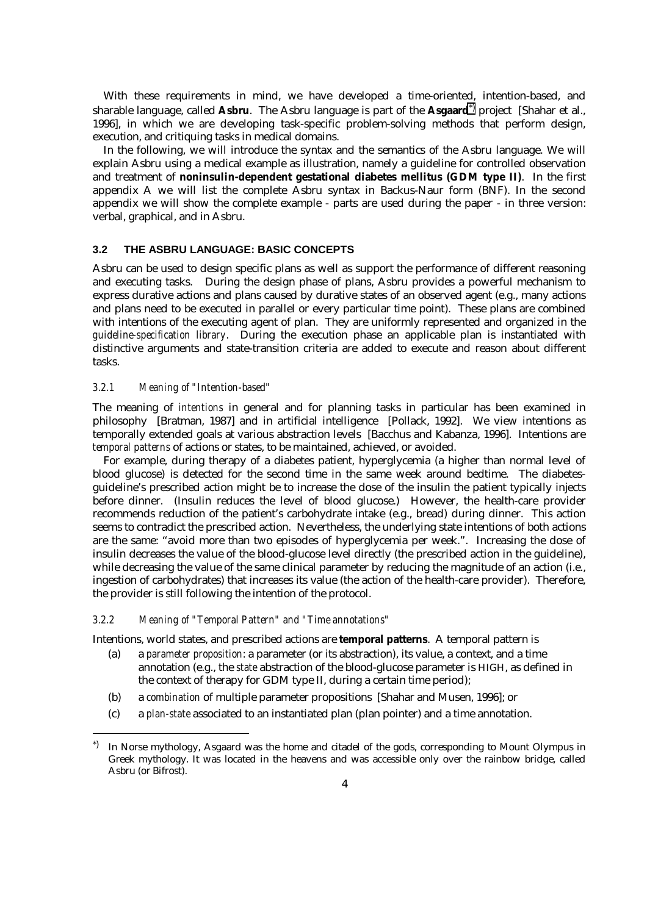With these requirements in mind, we have developed a time-oriented, intention-based, and sharable language, called **Asbru**. The Asbru language is part of the **Asgaard**[*)] project [Shahar et al., 1996], in which we are developing task-specific problem-solving methods that perform design, execution, and critiquing tasks in medical domains.

In the following, we will introduce the syntax and the semantics of the Asbru language. We will explain Asbru using a medical example as illustration, namely a guideline for controlled observation and treatment of **noninsulin-dependent gestational diabetes mellitus (GDM type II)**. In the first appendix A we will list the complete Asbru syntax in Backus-Naur form (BNF). In the second appendix we will show the complete example - parts are used during the paper - in three version: verbal, graphical, and in Asbru.

### 3.2 THE ASBRU LANGUAGE: BASIC CONCEPTS

Asbru can be used to design specific plans as well as support the performance of different reasoning and executing tasks. During the design phase of plans, Asbru provides a powerful mechanism to express durative actions and plans caused by durative states of an observed agent (e.g., many actions and plans need to be executed in parallel or every particular time point). These plans are combined with intentions of the executing agent of plan. They are uniformly represented and organized in the *guideline-specification library*. During the execution phase an applicable plan is instantiated with distinctive arguments and state-transition criteria are added to execute and reason about different tasks.

#### 3.2.1 Meaning of "Intention-based"

The meaning of *intentions* in general and for planning tasks in particular has been examined in philosophy [Bratman, 1987] and in artificial intelligence [Pollack, 1992]. We view intentions as temporally extended goals at various abstraction levels [Bacchus and Kabanza, 1996]. Intentions are *temporal patterns* of actions or states, to be maintained, achieved, or avoided.

For example, during therapy of a diabetes patient, hyperglycemia (a higher than normal level of blood glucose) is detected for the second time in the same week around bedtime. The diabetes-guideline's prescribed action might be to increase the dose of the insulin the patient typically injects before dinner. (Insulin reduces the level of blood glucose.) However, the health-care provider recommends reduction of the patient's carbohydrate intake (e.g., bread) during dinner. This action seems to contradict the prescribed action. Nevertheless, the underlying state intentions of both actions are the same: "avoid more than two episodes of hyperglycemia per week.". Increasing the dose of insulin decreases the value of the blood-glucose level directly (the prescribed action in the guideline), while decreasing the value of the same clinical parameter by reducing the magnitude of an action (i.e., ingestion of carbohydrates) that increases its value (the action of the health-care provider). Therefore, the provider is still following the intention of the protocol.

#### 3.2.2 Meaning of "Temporal Pattern" and "Time annotations"

Intentions, world states, and prescribed actions are **temporal patterns**. A temporal pattern is

(a) a *parameter proposition*: a parameter (or its abstraction), its value, a context, and a time annotation (e.g., the *state* abstraction of the blood-glucose parameter is HIGH, as defined in the context of therapy for GDM type II, during a certain time period);

(b) a *combination* of multiple parameter propositions [Shahar and Musen, 1996]; or

(c) a *plan-state* associated to an instantiated plan (plan pointer) and a time annotation.

---

[*)] In Norse mythology, Asgaard was the home and citadel of the gods, corresponding to Mount Olympus in Greek mythology. It was located in the heavens and was accessible only over the rainbow bridge, called Asbru (or Bifrost).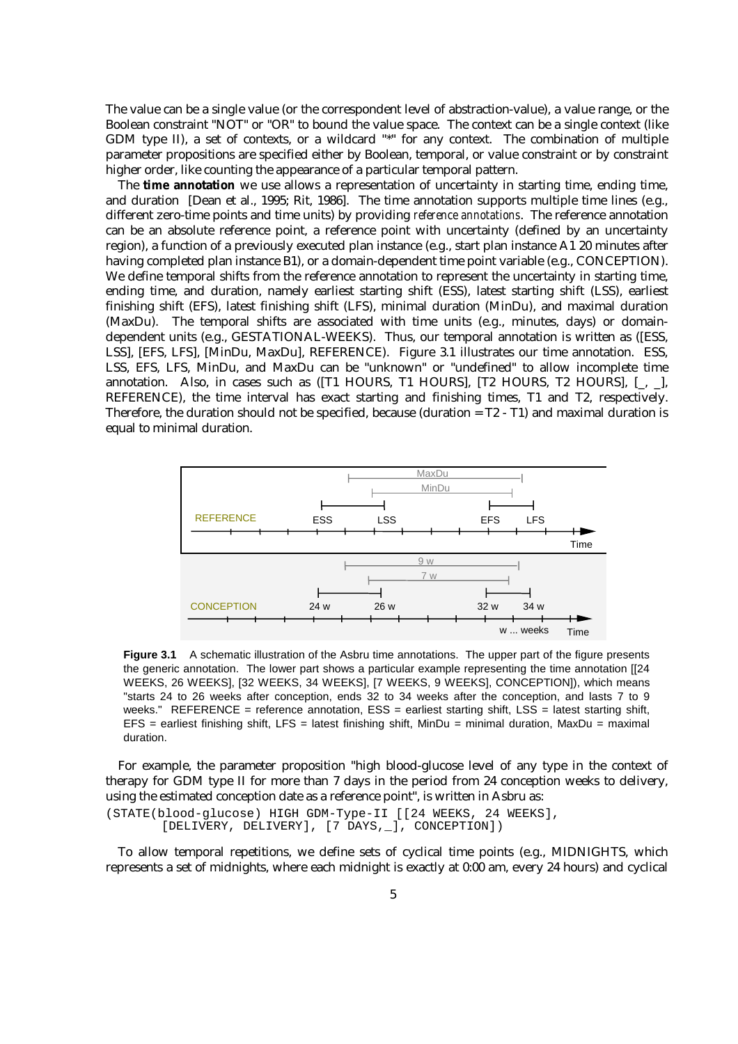The value can be a single value (or the correspondent level of abstraction-value), a value range, or the Boolean constraint "NOT" or "OR" to bound the value space. The context can be a single context (like GDM type II), a set of contexts, or a wildcard "*" for any context. The combination of multiple parameter propositions are specified either by Boolean, temporal, or value constraint or by constraint higher order, like counting the appearance of a particular temporal pattern.

The **time annotation** we use allows a representation of uncertainty in starting time, ending time, and duration [Dean et al., 1995; Rit, 1986]. The time annotation supports multiple time lines (e.g., different zero-time points and time units) by providing *reference annotations*. The reference annotation can be an absolute reference point, a reference point with uncertainty (defined by an uncertainty region), a function of a previously executed plan instance (e.g., start plan instance A1 20 minutes after having completed plan instance B1), or a domain-dependent time point variable (e.g., CONCEPTION). We define temporal shifts from the reference annotation to represent the uncertainty in starting time, ending time, and duration, namely earliest starting shift (ESS), latest starting shift (LSS), earliest finishing shift (EFS), latest finishing shift (LFS), minimal duration (MinDu), and maximal duration (MaxDu). The temporal shifts are associated with time units (e.g., minutes, days) or domain-dependent units (e.g., GESTATIONAL-WEEKS). Thus, our temporal annotation is written as ([ESS, LSS], [EFS, LFS], [MinDu, MaxDu], REFERENCE). Figure 3.1 illustrates our time annotation. ESS, LSS, EFS, LFS, MinDu, and MaxDu can be "unknown" or "undefined" to allow incomplete time annotation. Also, in cases such as ([T1 HOURS, T1 HOURS], [T2 HOURS, T2 HOURS], [_, _], REFERENCE), the time interval has exact starting and finishing times, T1 and T2, respectively. Therefore, the duration should not be specified, because (duration = T2 - T1) and maximal duration is equal to minimal duration.

**Figure 3.1** A schematic illustration of the Asbru time annotations. The upper part of the figure presents the generic annotation. The lower part shows a particular example representing the time annotation [[24 WEEKS, 26 WEEKS], [32 WEEKS, 34 WEEKS], [7 WEEKS, 9 WEEKS], CONCEPTION]), which means "starts 24 to 26 weeks after conception, ends 32 to 34 weeks after the conception, and lasts 7 to 9 weeks." REFERENCE = reference annotation, ESS = earliest starting shift, LSS = latest starting shift, EFS = earliest finishing shift, LFS = latest finishing shift, MinDu = minimal duration, MaxDu = maximal duration.

For example, the parameter proposition "high blood-glucose level of any type in the context of therapy for GDM type II for more than 7 days in the period from 24 conception weeks to delivery, using the estimated conception date as a reference point", is written in Asbru as:

```
(STATE(blood-glucose) HIGH GDM-Type-II [[24 WEEKS, 24 WEEKS],
       [DELIVERY, DELIVERY], [7 DAYS,_], CONCEPTION])
```

To allow temporal repetitions, we define sets of cyclical time points (e.g., MIDNIGHTS, which represents a set of midnights, where each midnight is exactly at 0:00 am, every 24 hours) and cyclical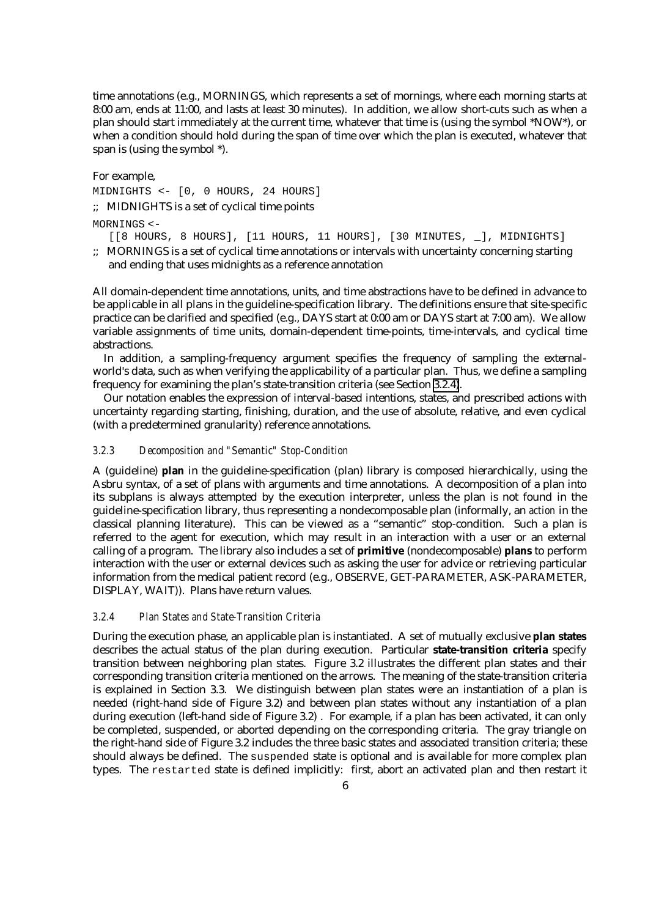time annotations (e.g., MORNINGS, which represents a set of mornings, where each morning starts at 8:00 am, ends at 11:00, and lasts at least 30 minutes). In addition, we allow short-cuts such as when a plan should start immediately at the current time, whatever that time is (using the symbol *NOW*), or when a condition should hold during the span of time over which the plan is executed, whatever that span is (using the symbol *).

For example,

```
MIDNIGHTS <- [0, 0 HOURS, 24 HOURS]
```

;; MIDNIGHTS is a set of cyclical time points

```
MORNINGS <-
   [[8 HOURS, 8 HOURS], [11 HOURS, 11 HOURS], [30 MINUTES, _], MIDNIGHTS]
```

;; MORNINGS is a set of cyclical time annotations or intervals with uncertainty concerning starting and ending that uses midnights as a reference annotation

All domain-dependent time annotations, units, and time abstractions have to be defined in advance to be applicable in all plans in the guideline-specification library. The definitions ensure that site-specific practice can be clarified and specified (e.g., DAYS start at 0:00 am or DAYS start at 7:00 am). We allow variable assignments of time units, domain-dependent time-points, time-intervals, and cyclical time abstractions.

In addition, a sampling-frequency argument specifies the frequency of sampling the external-world's data, such as when verifying the applicability of a particular plan. Thus, we define a sampling frequency for examining the plan's state-transition criteria (see Section 3.2.4).

Our notation enables the expression of interval-based intentions, states, and prescribed actions with uncertainty regarding starting, finishing, duration, and the use of absolute, relative, and even cyclical (with a predetermined granularity) reference annotations.

### 3.2.3 Decomposition and "Semantic" Stop-Condition

A (guideline) **plan** in the guideline-specification (plan) library is composed hierarchically, using the Asbru syntax, of a set of plans with arguments and time annotations. A decomposition of a plan into its subplans is always attempted by the execution interpreter, unless the plan is not found in the guideline-specification library, thus representing a nondecomposable plan (informally, an *action* in the classical planning literature). This can be viewed as a "semantic" stop-condition. Such a plan is referred to the agent for execution, which may result in an interaction with a user or an external calling of a program. The library also includes a set of **primitive** (nondecomposable) **plans** to perform interaction with the user or external devices such as asking the user for advice or retrieving particular information from the medical patient record (e.g., OBSERVE, GET-PARAMETER, ASK-PARAMETER, DISPLAY, WAIT)). Plans have return values.

### 3.2.4 Plan States and State-Transition Criteria

During the execution phase, an applicable plan is instantiated. A set of mutually exclusive **plan states** describes the actual status of the plan during execution. Particular **state-transition criteria** specify transition between neighboring plan states. Figure 3.2 illustrates the different plan states and their corresponding transition criteria mentioned on the arrows. The meaning of the state-transition criteria is explained in Section 3.3. We distinguish between plan states were an instantiation of a plan is needed (right-hand side of Figure 3.2) and between plan states without any instantiation of a plan during execution (left-hand side of Figure 3.2) . For example, if a plan has been activated, it can only be completed, suspended, or aborted depending on the corresponding criteria. The gray triangle on the right-hand side of Figure 3.2 includes the three basic states and associated transition criteria; these should always be defined. The suspended state is optional and is available for more complex plan types. The restarted state is defined implicitly: first, abort an activated plan and then restart it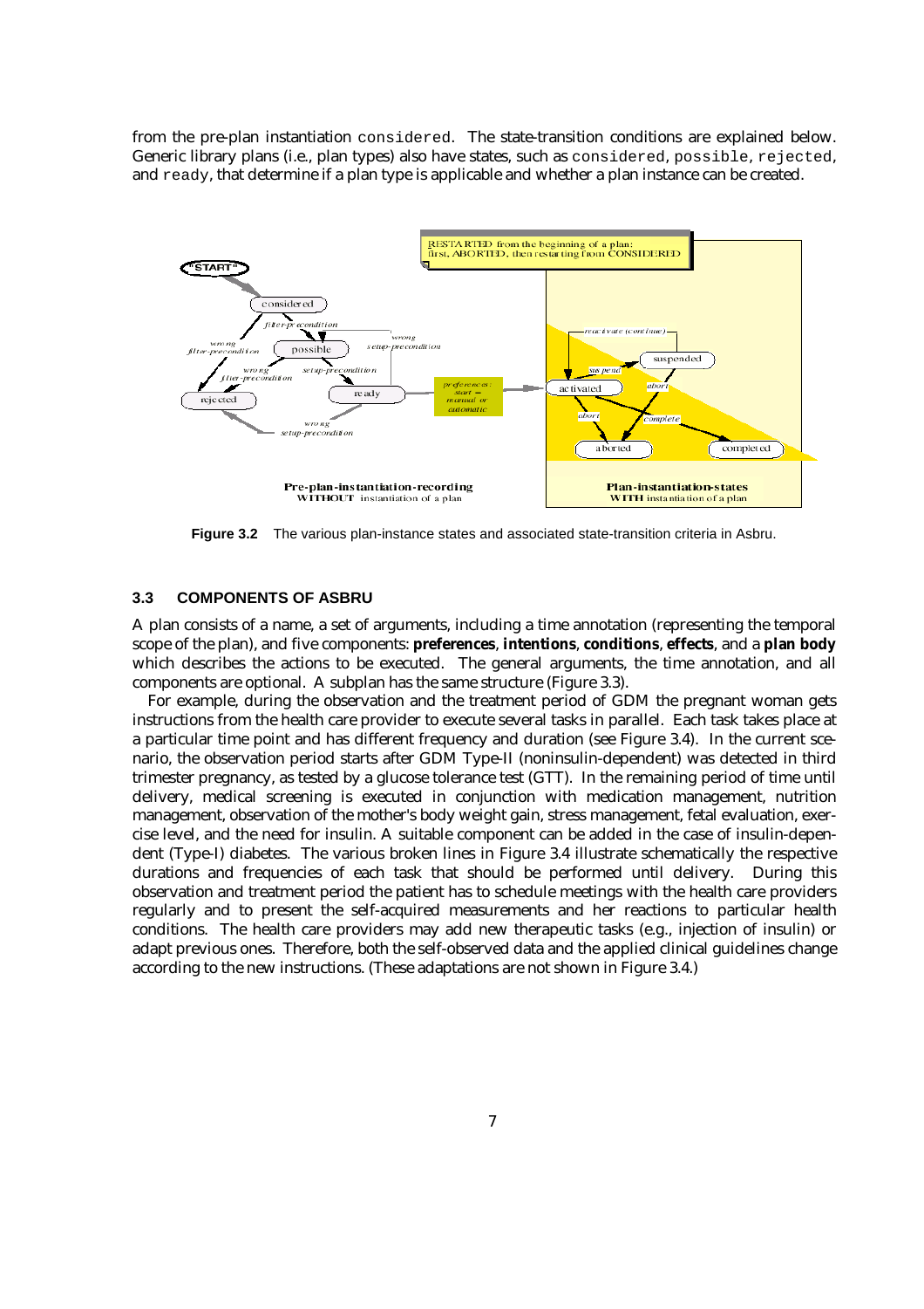from the pre-plan instantiation `considered`. The state-transition conditions are explained below. Generic library plans (i.e., plan types) also have states, such as `considered`, `possible`, `rejected`, and `ready`, that determine if a plan type is applicable and whether a plan instance can be created.

**Figure 3.2** The various plan-instance states and associated state-transition criteria in Asbru.

### 3.3 COMPONENTS OF ASBRU

A plan consists of a name, a set of arguments, including a time annotation (representing the temporal scope of the plan), and five components: **preferences**, **intentions**, **conditions**, **effects**, and a **plan body** which describes the actions to be executed. The general arguments, the time annotation, and all components are optional. A subplan has the same structure (Figure 3.3).

For example, during the observation and the treatment period of GDM the pregnant woman gets instructions from the health care provider to execute several tasks in parallel. Each task takes place at a particular time point and has different frequency and duration (see Figure 3.4). In the current scenario, the observation period starts after GDM Type-II (noninsulin-dependent) was detected in third trimester pregnancy, as tested by a glucose tolerance test (GTT). In the remaining period of time until delivery, medical screening is executed in conjunction with medication management, nutrition management, observation of the mother's body weight gain, stress management, fetal evaluation, exercise level, and the need for insulin. A suitable component can be added in the case of insulin-dependent (Type-I) diabetes. The various broken lines in Figure 3.4 illustrate schematically the respective durations and frequencies of each task that should be performed until delivery. During this observation and treatment period the patient has to schedule meetings with the health care providers regularly and to present the self-acquired measurements and her reactions to particular health conditions. The health care providers may add new therapeutic tasks (e.g., injection of insulin) or adapt previous ones. Therefore, both the self-observed data and the applied clinical guidelines change according to the new instructions. (These adaptations are not shown in Figure 3.4.)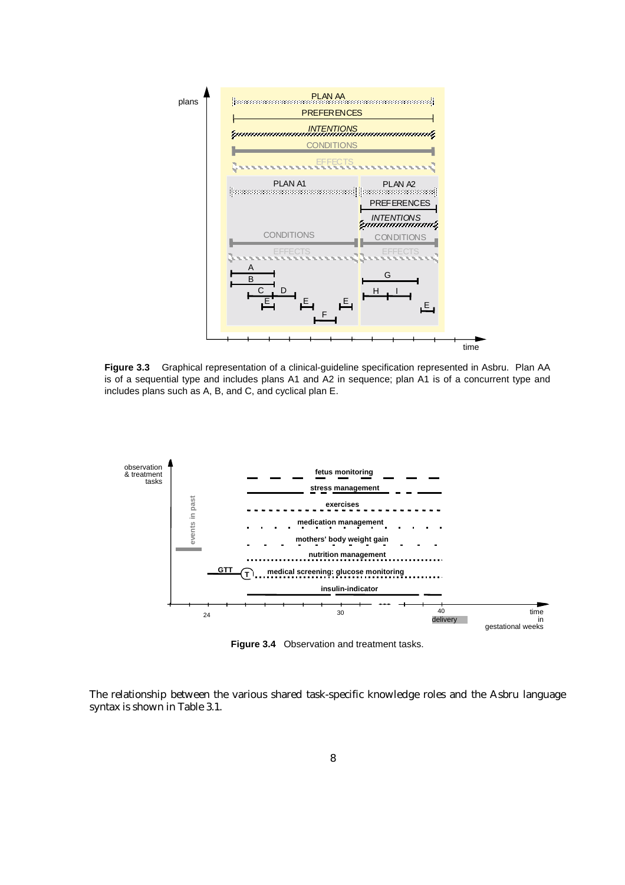**Figure 3.3** Graphical representation of a clinical-guideline specification represented in Asbru. Plan AA is of a sequential type and includes plans A1 and A2 in sequence; plan A1 is of a concurrent type and includes plans such as A, B, and C, and cyclical plan E.

**Figure 3.4** Observation and treatment tasks.

The relationship between the various shared task-specific knowledge roles and the Asbru language syntax is shown in Table 3.1.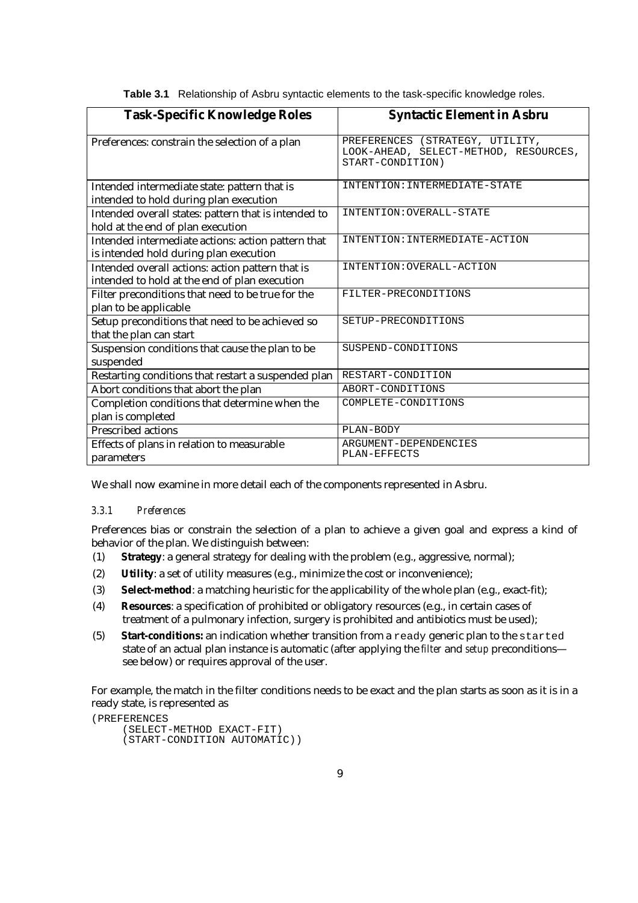**Table 3.1** Relationship of Asbru syntactic elements to the task-specific knowledge roles.

| Task-Specific Knowledge Roles | Syntactic Element in Asbru |
|---|---|
| Preferences: constrain the selection of a plan | `PREFERENCES (STRATEGY, UTILITY, LOOK-AHEAD, SELECT-METHOD, RESOURCES, START-CONDITION)` |
| Intended intermediate state: pattern that is intended to hold during plan execution | `INTENTION:INTERMEDIATE-STATE` |
| Intended overall states: pattern that is intended to hold at the end of plan execution | `INTENTION:OVERALL-STATE` |
| Intended intermediate actions: action pattern that is intended hold during plan execution | `INTENTION:INTERMEDIATE-ACTION` |
| Intended overall actions: action pattern that is intended to hold at the end of plan execution | `INTENTION:OVERALL-ACTION` |
| Filter preconditions that need to be true for the plan to be applicable | `FILTER-PRECONDITIONS` |
| Setup preconditions that need to be achieved so that the plan can start | `SETUP-PRECONDITIONS` |
| Suspension conditions that cause the plan to be suspended | `SUSPEND-CONDITIONS` |
| Restarting conditions that restart a suspended plan | `RESTART-CONDITION` |
| Abort conditions that abort the plan | `ABORT-CONDITIONS` |
| Completion conditions that determine when the plan is completed | `COMPLETE-CONDITIONS` |
| Prescribed actions | `PLAN-BODY` |
| Effects of plans in relation to measurable parameters | `ARGUMENT-DEPENDENCIES` `PLAN-EFFECTS` |

We shall now examine in more detail each of the components represented in Asbru.

### 3.3.1 *Preferences*

Preferences bias or constrain the selection of a plan to achieve a given goal and express a kind of behavior of the plan. We distinguish between:

(1) **Strategy**: a general strategy for dealing with the problem (e.g., aggressive, normal);

(2) **Utility**: a set of utility measures (e.g., minimize the cost or inconvenience);

(3) **Select-method**: a matching heuristic for the applicability of the whole plan (e.g., exact-fit);

(4) **Resources**: a specification of prohibited or obligatory resources (e.g., in certain cases of treatment of a pulmonary infection, surgery is prohibited and antibiotics must be used);

(5) **Start-conditions:** an indication whether transition from a `ready` generic plan to the `started` state of an actual plan instance is automatic (after applying the *filter* and *setup* preconditions—see below) or requires approval of the user.

For example, the match in the filter conditions needs to be exact and the plan starts as soon as it is in a ready state, is represented as

```
(PREFERENCES
     (SELECT-METHOD EXACT-FIT)
     (START-CONDITION AUTOMATIC))
```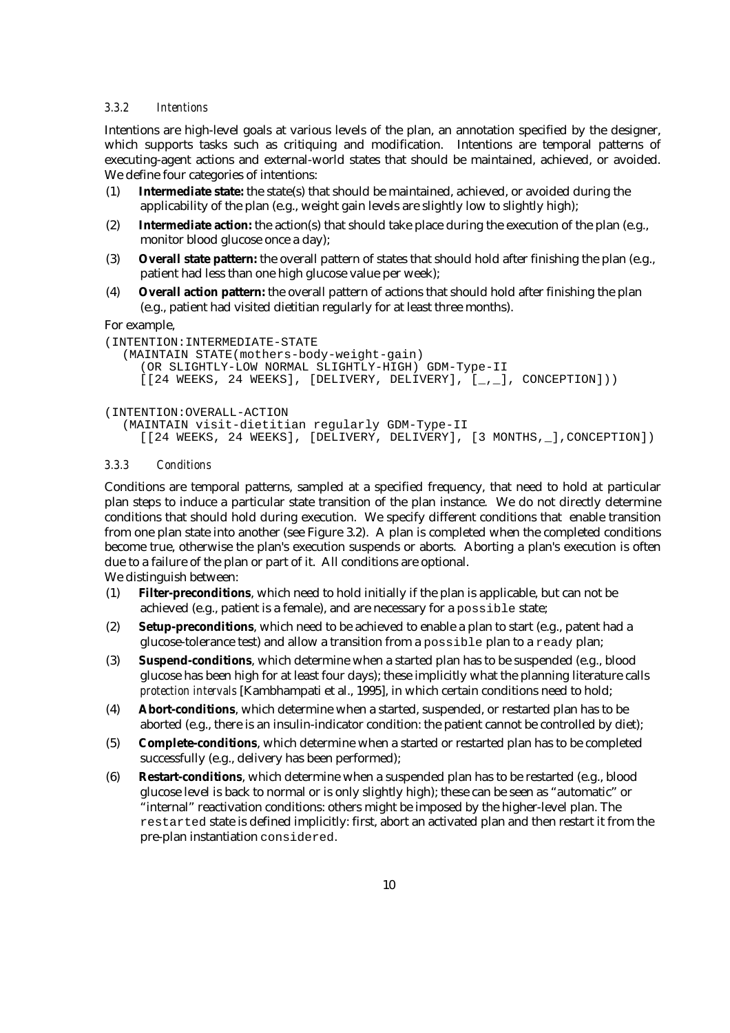### 3.3.2 *Intentions*

Intentions are high-level goals at various levels of the plan, an annotation specified by the designer, which supports tasks such as critiquing and modification. Intentions are temporal patterns of executing-agent actions and external-world states that should be maintained, achieved, or avoided. We define four categories of intentions:

(1) **Intermediate state:** the state(s) that should be maintained, achieved, or avoided during the applicability of the plan (e.g., weight gain levels are slightly low to slightly high);

(2) **Intermediate action:** the action(s) that should take place during the execution of the plan (e.g., monitor blood glucose once a day);

(3) **Overall state pattern:** the overall pattern of states that should hold after finishing the plan (e.g., patient had less than one high glucose value per week);

(4) **Overall action pattern:** the overall pattern of actions that should hold after finishing the plan (e.g., patient had visited dietitian regularly for at least three months).

For example,

```
(INTENTION:INTERMEDIATE-STATE
   (MAINTAIN STATE(mothers-body-weight-gain)
      (OR SLIGHTLY-LOW NORMAL SLIGHTLY-HIGH) GDM-Type-II
      [[24 WEEKS, 24 WEEKS], [DELIVERY, DELIVERY], [_,_], CONCEPTION]))

(INTENTION:OVERALL-ACTION
   (MAINTAIN visit-dietitian regularly GDM-Type-II
      [[24 WEEKS, 24 WEEKS], [DELIVERY, DELIVERY], [3 MONTHS,_],CONCEPTION])
```

### 3.3.3 *Conditions*

Conditions are temporal patterns, sampled at a specified frequency, that need to hold at particular plan steps to induce a particular state transition of the plan instance. We do not directly determine conditions that should hold during execution. We specify different conditions that enable transition from one plan state into another (see Figure 3.2). A plan is completed when the completed conditions become true, otherwise the plan's execution suspends or aborts. Aborting a plan's execution is often due to a failure of the plan or part of it. All conditions are optional.

We distinguish between:

(1) **Filter-preconditions**, which need to hold initially if the plan is applicable, but can not be achieved (e.g., patient is a female), and are necessary for a `possible` state;

(2) **Setup-preconditions**, which need to be achieved to enable a plan to start (e.g., patent had a glucose-tolerance test) and allow a transition from a `possible` plan to a `ready` plan;

(3) **Suspend-conditions**, which determine when a started plan has to be suspended (e.g., blood glucose has been high for at least four days); these implicitly what the planning literature calls *protection intervals* [Kambhampati et al., 1995], in which certain conditions need to hold;

(4) **Abort-conditions**, which determine when a started, suspended, or restarted plan has to be aborted (e.g., there is an insulin-indicator condition: the patient cannot be controlled by diet);

(5) **Complete-conditions**, which determine when a started or restarted plan has to be completed successfully (e.g., delivery has been performed);

(6) **Restart-conditions**, which determine when a suspended plan has to be restarted (e.g., blood glucose level is back to normal or is only slightly high); these can be seen as "automatic" or "internal" reactivation conditions: others might be imposed by the higher-level plan. The `restarted` state is defined implicitly: first, abort an activated plan and then restart it from the pre-plan instantiation `considered`.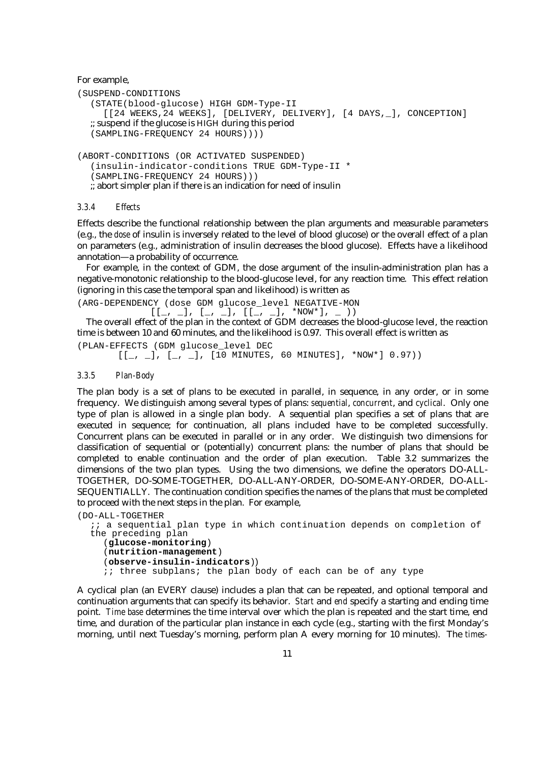For example,

```
(SUSPEND-CONDITIONS
   (STATE(blood-glucose) HIGH GDM-Type-II
      [[24 WEEKS,24 WEEKS], [DELIVERY, DELIVERY], [4 DAYS,_], CONCEPTION]
   ;; suspend if the glucose is HIGH during this period
   (SAMPLING-FREQUENCY 24 HOURS))))

(ABORT-CONDITIONS (OR ACTIVATED SUSPENDED)
   (insulin-indicator-conditions TRUE GDM-Type-II *
   (SAMPLING-FREQUENCY 24 HOURS)))
   ;; abort simpler plan if there is an indication for need of insulin
```

#### 3.3.4 *Effects*

Effects describe the functional relationship between the plan arguments and measurable parameters (e.g., the *dose* of insulin is inversely related to the level of blood glucose) or the overall effect of a plan on parameters (e.g., administration of insulin decreases the blood glucose). Effects have a likelihood annotation—a probability of occurrence.

For example, in the context of GDM, the dose argument of the insulin-administration plan has a negative-monotonic relationship to the blood-glucose level, for any reaction time. This effect relation (ignoring in this case the temporal span and likelihood) is written as

```
(ARG-DEPENDENCY (dose GDM glucose_level NEGATIVE-MON
            [[_, _], [_, _], [[_, _], *NOW*], _ ))
```

The overall effect of the plan in the context of GDM decreases the blood-glucose level, the reaction time is between 10 and 60 minutes, and the likelihood is 0.97. This overall effect is written as

```
(PLAN-EFFECTS (GDM glucose_level DEC
       [[_, _], [_, _], [10 MINUTES, 60 MINUTES], *NOW*] 0.97))
```

#### 3.3.5 *Plan-Body*

The plan body is a set of plans to be executed in parallel, in sequence, in any order, or in some frequency. We distinguish among several types of plans: *sequential*, *concurrent*, and *cyclical*. Only one type of plan is allowed in a single plan body. A sequential plan specifies a set of plans that are executed in sequence; for continuation, all plans included have to be completed successfully. Concurrent plans can be executed in parallel or in any order. We distinguish two dimensions for classification of sequential or (potentially) concurrent plans: the number of plans that should be completed to enable continuation and the order of plan execution. Table 3.2 summarizes the dimensions of the two plan types. Using the two dimensions, we define the operators DO-ALL-TOGETHER, DO-SOME-TOGETHER, DO-ALL-ANY-ORDER, DO-SOME-ANY-ORDER, DO-ALL-SEQUENTIALLY. The continuation condition specifies the names of the plans that must be completed to proceed with the next steps in the plan. For example,

```
(DO-ALL-TOGETHER
   ;; a sequential plan type in which continuation depends on completion of
   the preceding plan
      (glucose-monitoring)
      (nutrition-management)
      (observe-insulin-indicators))
      ;; three subplans; the plan body of each can be of any type
```

A cyclical plan (an EVERY clause) includes a plan that can be repeated, and optional temporal and continuation arguments that can specify its behavior. *Start* and *end* specify a starting and ending time point. *Time base* determines the time interval over which the plan is repeated and the start time, end time, and duration of the particular plan instance in each cycle (e.g., starting with the first Monday's morning, until next Tuesday's morning, perform plan A every morning for 10 minutes). The *times-*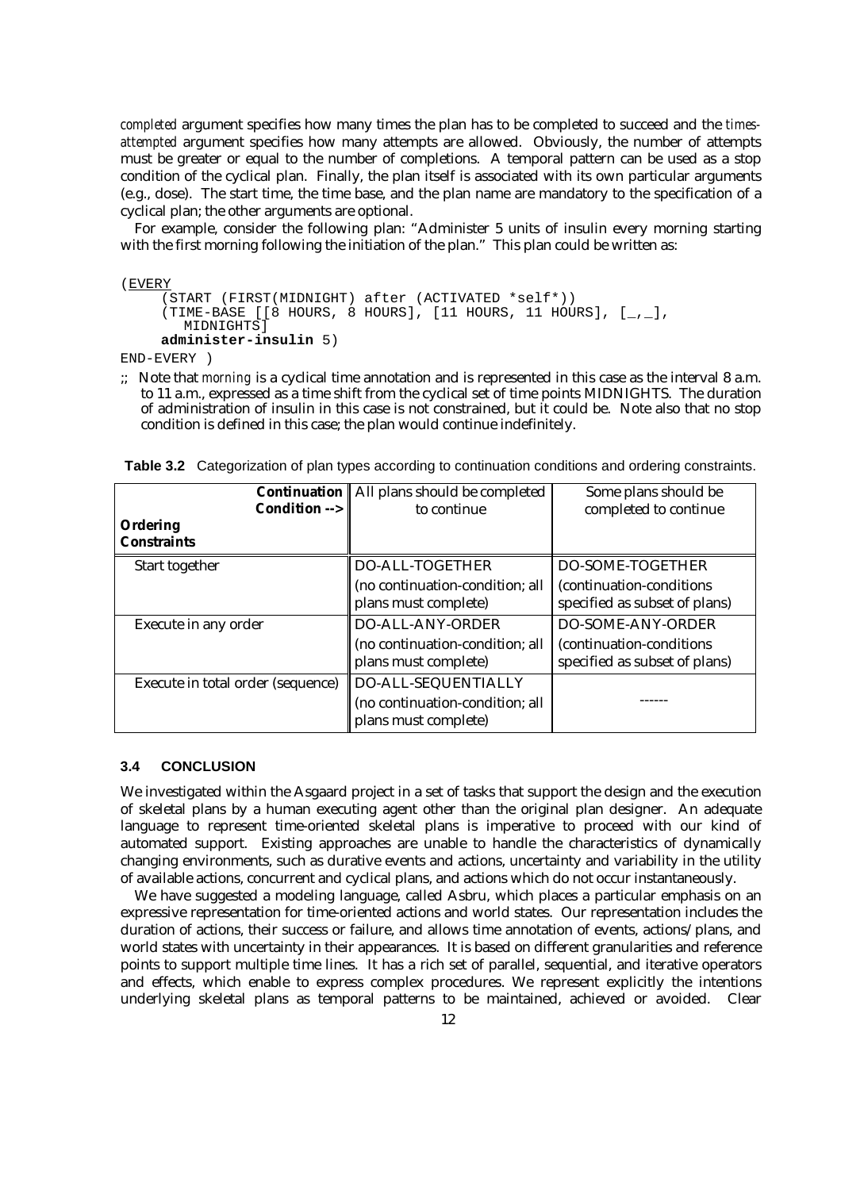*completed* argument specifies how many times the plan has to be completed to succeed and the *times-attempted* argument specifies how many attempts are allowed. Obviously, the number of attempts must be greater or equal to the number of completions. A temporal pattern can be used as a stop condition of the cyclical plan. Finally, the plan itself is associated with its own particular arguments (e.g., dose). The start time, the time base, and the plan name are mandatory to the specification of a cyclical plan; the other arguments are optional.

For example, consider the following plan: "Administer 5 units of insulin every morning starting with the first morning following the initiation of the plan." This plan could be written as:

```
(EVERY
     (START (FIRST(MIDNIGHT) after (ACTIVATED *self*))
     (TIME-BASE [[8 HOURS, 8 HOURS], [11 HOURS, 11 HOURS], [_,_],
        MIDNIGHTS]
     administer-insulin 5)
END-EVERY )
```

;; Note that *morning* is a cyclical time annotation and is represented in this case as the interval 8 a.m. to 11 a.m., expressed as a time shift from the cyclical set of time points MIDNIGHTS. The duration of administration of insulin in this case is not constrained, but it could be. Note also that no stop condition is defined in this case; the plan would continue indefinitely.

**Table 3.2** Categorization of plan types according to continuation conditions and ordering constraints.

| **Continuation Condition -->** / **Ordering Constraints** | All plans should be completed to continue | Some plans should be completed to continue |
|---|---|---|
| Start together | DO-ALL-TOGETHER (no continuation-condition; all plans must complete) | DO-SOME-TOGETHER (continuation-conditions specified as subset of plans) |
| Execute in any order | DO-ALL-ANY-ORDER (no continuation-condition; all plans must complete) | DO-SOME-ANY-ORDER (continuation-conditions specified as subset of plans) |
| Execute in total order (sequence) | DO-ALL-SEQUENTIALLY (no continuation-condition; all plans must complete) | ------ |

### 3.4 CONCLUSION

We investigated within the Asgaard project in a set of tasks that support the design and the execution of skeletal plans by a human executing agent other than the original plan designer. An adequate language to represent time-oriented skeletal plans is imperative to proceed with our kind of automated support. Existing approaches are unable to handle the characteristics of dynamically changing environments, such as durative events and actions, uncertainty and variability in the utility of available actions, concurrent and cyclical plans, and actions which do not occur instantaneously.

We have suggested a modeling language, called Asbru, which places a particular emphasis on an expressive representation for time-oriented actions and world states. Our representation includes the duration of actions, their success or failure, and allows time annotation of events, actions/plans, and world states with uncertainty in their appearances. It is based on different granularities and reference points to support multiple time lines. It has a rich set of parallel, sequential, and iterative operators and effects, which enable to express complex procedures. We represent explicitly the intentions underlying skeletal plans as temporal patterns to be maintained, achieved or avoided. Clear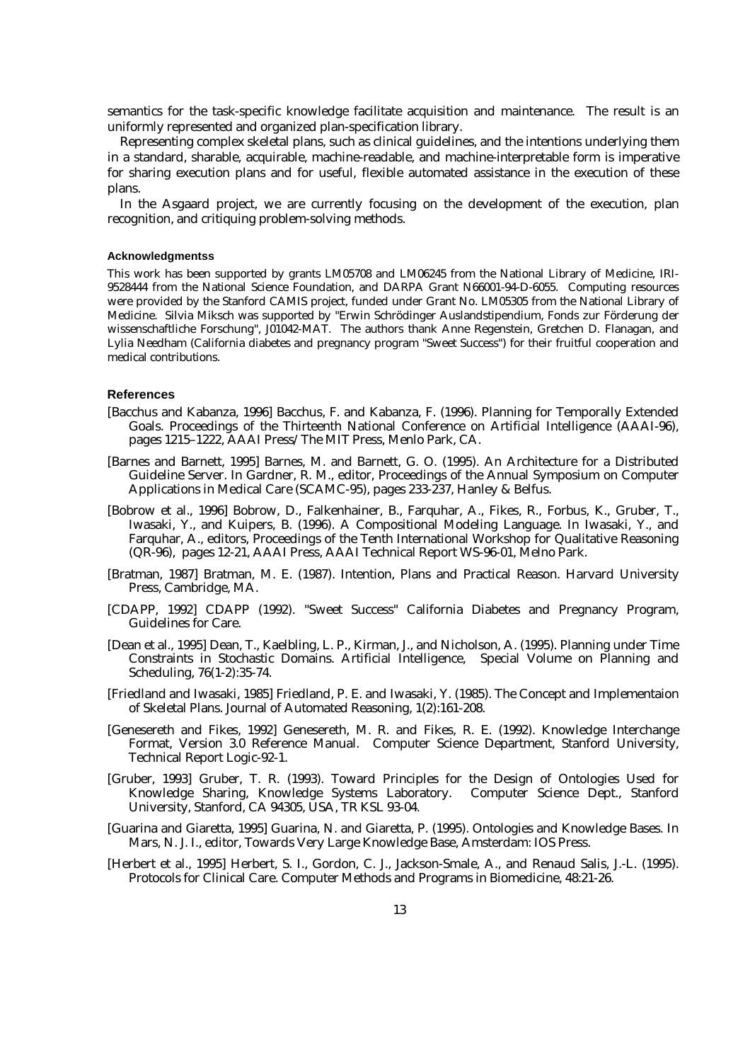semantics for the task-specific knowledge facilitate acquisition and maintenance. The result is an uniformly represented and organized plan-specification library.

Representing complex skeletal plans, such as clinical guidelines, and the intentions underlying them in a standard, sharable, acquirable, machine-readable, and machine-interpretable form is imperative for sharing execution plans and for useful, flexible automated assistance in the execution of these plans.

In the Asgaard project, we are currently focusing on the development of the execution, plan recognition, and critiquing problem-solving methods.

#### Acknowledgmentss

This work has been supported by grants LM05708 and LM06245 from the National Library of Medicine, IRI-9528444 from the National Science Foundation, and DARPA Grant N66001-94-D-6055. Computing resources were provided by the Stanford CAMIS project, funded under Grant No. LM05305 from the National Library of Medicine. Silvia Miksch was supported by "Erwin Schrödinger Auslandstipendium, Fonds zur Förderung der wissenschaftliche Forschung", J01042-MAT. The authors thank Anne Regenstein, Gretchen D. Flanagan, and Lylia Needham (California diabetes and pregnancy program "Sweet Success") for their fruitful cooperation and medical contributions.

#### References

[Bacchus and Kabanza, 1996] Bacchus, F. and Kabanza, F. (1996). Planning for Temporally Extended Goals. Proceedings of the Thirteenth National Conference on Artificial Intelligence (AAAI-96), pages 1215–1222, AAAI Press/The MIT Press, Menlo Park, CA.

[Barnes and Barnett, 1995] Barnes, M. and Barnett, G. O. (1995). An Architecture for a Distributed Guideline Server. In Gardner, R. M., editor, Proceedings of the Annual Symposium on Computer Applications in Medical Care (SCAMC-95), pages 233-237, Hanley & Belfus.

[Bobrow et al., 1996] Bobrow, D., Falkenhainer, B., Farquhar, A., Fikes, R., Forbus, K., Gruber, T., Iwasaki, Y., and Kuipers, B. (1996). A Compositional Modeling Language. In Iwasaki, Y., and Farquhar, A., editors, Proceedings of the Tenth International Workshop for Qualitative Reasoning (QR-96), pages 12-21, AAAI Press, AAAI Technical Report WS-96-01, Melno Park.

[Bratman, 1987] Bratman, M. E. (1987). Intention, Plans and Practical Reason. Harvard University Press, Cambridge, MA.

[CDAPP, 1992] CDAPP (1992). "Sweet Success" California Diabetes and Pregnancy Program, Guidelines for Care.

[Dean et al., 1995] Dean, T., Kaelbling, L. P., Kirman, J., and Nicholson, A. (1995). Planning under Time Constraints in Stochastic Domains. Artificial Intelligence, Special Volume on Planning and Scheduling, 76(1-2):35-74.

[Friedland and Iwasaki, 1985] Friedland, P. E. and Iwasaki, Y. (1985). The Concept and Implementaion of Skeletal Plans. Journal of Automated Reasoning, 1(2):161-208.

[Genesereth and Fikes, 1992] Genesereth, M. R. and Fikes, R. E. (1992). Knowledge Interchange Format, Version 3.0 Reference Manual. Computer Science Department, Stanford University, Technical Report Logic-92-1.

[Gruber, 1993] Gruber, T. R. (1993). Toward Principles for the Design of Ontologies Used for Knowledge Sharing, Knowledge Systems Laboratory. Computer Science Dept., Stanford University, Stanford, CA 94305, USA, TR KSL 93-04.

[Guarina and Giaretta, 1995] Guarina, N. and Giaretta, P. (1995). Ontologies and Knowledge Bases. In Mars, N. J. I., editor, Towards Very Large Knowledge Base, Amsterdam: IOS Press.

[Herbert et al., 1995] Herbert, S. I., Gordon, C. J., Jackson-Smale, A., and Renaud Salis, J.-L. (1995). Protocols for Clinical Care. Computer Methods and Programs in Biomedicine, 48:21-26.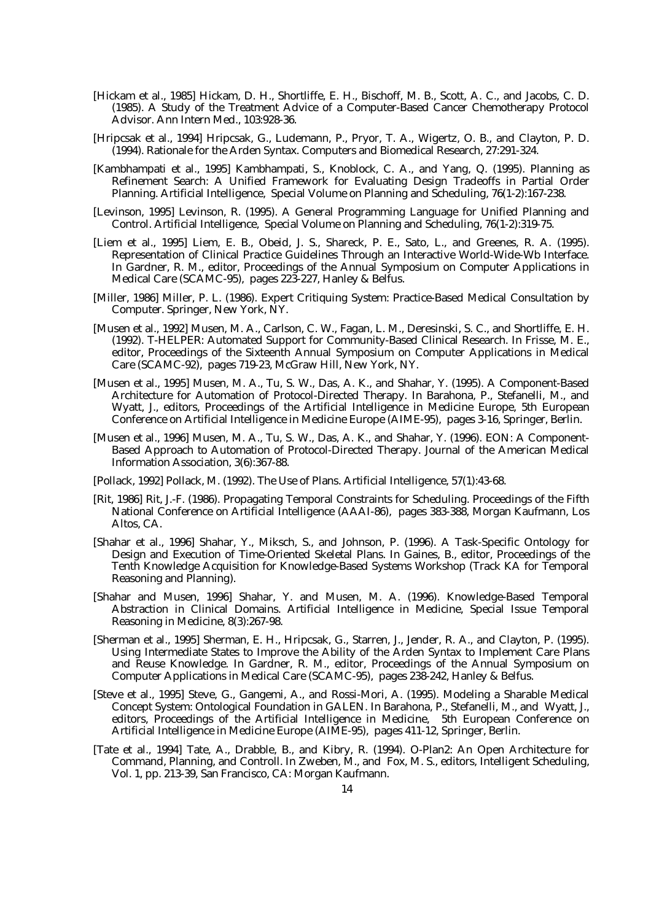[Hickam et al., 1985] Hickam, D. H., Shortliffe, E. H., Bischoff, M. B., Scott, A. C., and Jacobs, C. D. (1985). A Study of the Treatment Advice of a Computer-Based Cancer Chemotherapy Protocol Advisor. Ann Intern Med., 103:928-36.

[Hripcsak et al., 1994] Hripcsak, G., Ludemann, P., Pryor, T. A., Wigertz, O. B., and Clayton, P. D. (1994). Rationale for the Arden Syntax. Computers and Biomedical Research, 27:291-324.

[Kambhampati et al., 1995] Kambhampati, S., Knoblock, C. A., and Yang, Q. (1995). Planning as Refinement Search: A Unified Framework for Evaluating Design Tradeoffs in Partial Order Planning. Artificial Intelligence, Special Volume on Planning and Scheduling, 76(1-2):167-238.

[Levinson, 1995] Levinson, R. (1995). A General Programming Language for Unified Planning and Control. Artificial Intelligence, Special Volume on Planning and Scheduling, 76(1-2):319-75.

[Liem et al., 1995] Liem, E. B., Obeid, J. S., Shareck, P. E., Sato, L., and Greenes, R. A. (1995). Representation of Clinical Practice Guidelines Through an Interactive World-Wide-Wb Interface. In Gardner, R. M., editor, Proceedings of the Annual Symposium on Computer Applications in Medical Care (SCAMC-95), pages 223-227, Hanley & Belfus.

[Miller, 1986] Miller, P. L. (1986). Expert Critiquing System: Practice-Based Medical Consultation by Computer. Springer, New York, NY.

[Musen et al., 1992] Musen, M. A., Carlson, C. W., Fagan, L. M., Deresinski, S. C., and Shortliffe, E. H. (1992). T-HELPER: Automated Support for Community-Based Clinical Research. In Frisse, M. E., editor, Proceedings of the Sixteenth Annual Symposium on Computer Applications in Medical Care (SCAMC-92), pages 719-23, McGraw Hill, New York, NY.

[Musen et al., 1995] Musen, M. A., Tu, S. W., Das, A. K., and Shahar, Y. (1995). A Component-Based Architecture for Automation of Protocol-Directed Therapy. In Barahona, P., Stefanelli, M., and Wyatt, J., editors, Proceedings of the Artificial Intelligence in Medicine Europe, 5th European Conference on Artificial Intelligence in Medicine Europe (AIME-95), pages 3-16, Springer, Berlin.

[Musen et al., 1996] Musen, M. A., Tu, S. W., Das, A. K., and Shahar, Y. (1996). EON: A Component-Based Approach to Automation of Protocol-Directed Therapy. Journal of the American Medical Information Association, 3(6):367-88.

[Pollack, 1992] Pollack, M. (1992). The Use of Plans. Artificial Intelligence, 57(1):43-68.

[Rit, 1986] Rit, J.-F. (1986). Propagating Temporal Constraints for Scheduling. Proceedings of the Fifth National Conference on Artificial Intelligence (AAAI-86), pages 383-388, Morgan Kaufmann, Los Altos, CA.

[Shahar et al., 1996] Shahar, Y., Miksch, S., and Johnson, P. (1996). A Task-Specific Ontology for Design and Execution of Time-Oriented Skeletal Plans. In Gaines, B., editor, Proceedings of the Tenth Knowledge Acquisition for Knowledge-Based Systems Workshop (Track KA for Temporal Reasoning and Planning).

[Shahar and Musen, 1996] Shahar, Y. and Musen, M. A. (1996). Knowledge-Based Temporal Abstraction in Clinical Domains. Artificial Intelligence in Medicine, Special Issue Temporal Reasoning in Medicine, 8(3):267-98.

[Sherman et al., 1995] Sherman, E. H., Hripcsak, G., Starren, J., Jender, R. A., and Clayton, P. (1995). Using Intermediate States to Improve the Ability of the Arden Syntax to Implement Care Plans and Reuse Knowledge. In Gardner, R. M., editor, Proceedings of the Annual Symposium on Computer Applications in Medical Care (SCAMC-95), pages 238-242, Hanley & Belfus.

[Steve et al., 1995] Steve, G., Gangemi, A., and Rossi-Mori, A. (1995). Modeling a Sharable Medical Concept System: Ontological Foundation in GALEN. In Barahona, P., Stefanelli, M., and Wyatt, J., editors, Proceedings of the Artificial Intelligence in Medicine, 5th European Conference on Artificial Intelligence in Medicine Europe (AIME-95), pages 411-12, Springer, Berlin.

[Tate et al., 1994] Tate, A., Drabble, B., and Kibry, R. (1994). O-Plan2: An Open Architecture for Command, Planning, and Controll. In Zweben, M., and Fox, M. S., editors, Intelligent Scheduling, Vol. 1, pp. 213-39, San Francisco, CA: Morgan Kaufmann.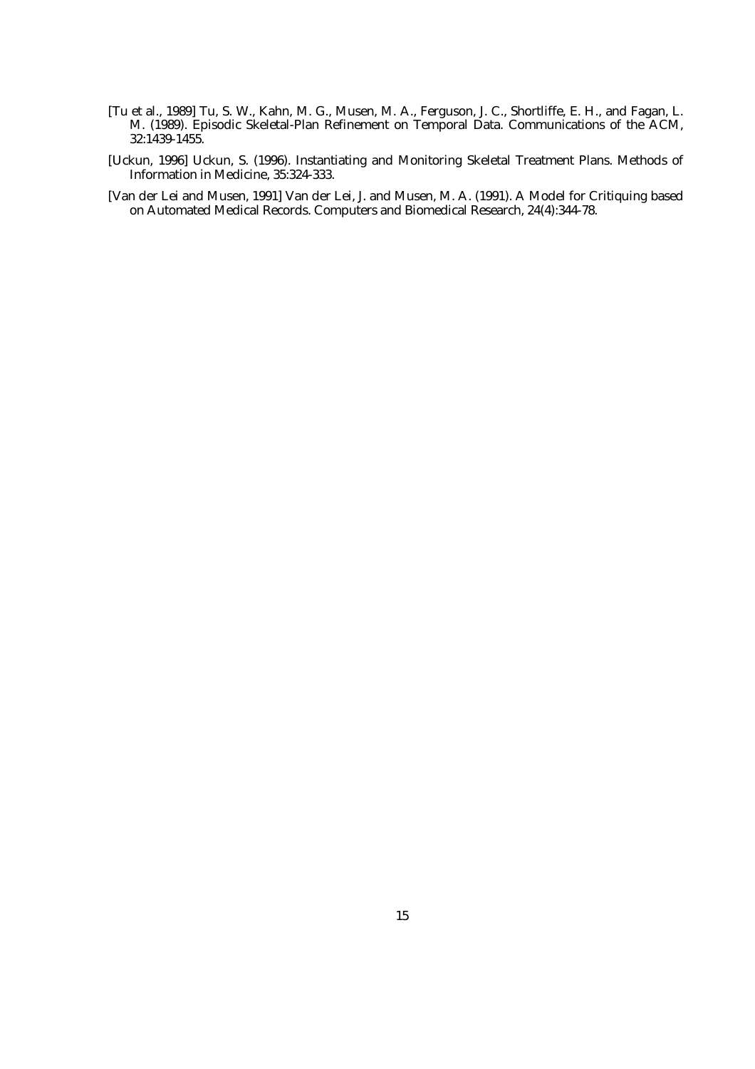[Tu et al., 1989] Tu, S. W., Kahn, M. G., Musen, M. A., Ferguson, J. C., Shortliffe, E. H., and Fagan, L. M. (1989). Episodic Skeletal-Plan Refinement on Temporal Data. Communications of the ACM, 32:1439-1455.

[Uckun, 1996] Uckun, S. (1996). Instantiating and Monitoring Skeletal Treatment Plans. Methods of Information in Medicine, 35:324-333.

[Van der Lei and Musen, 1991] Van der Lei, J. and Musen, M. A. (1991). A Model for Critiquing based on Automated Medical Records. Computers and Biomedical Research, 24(4):344-78.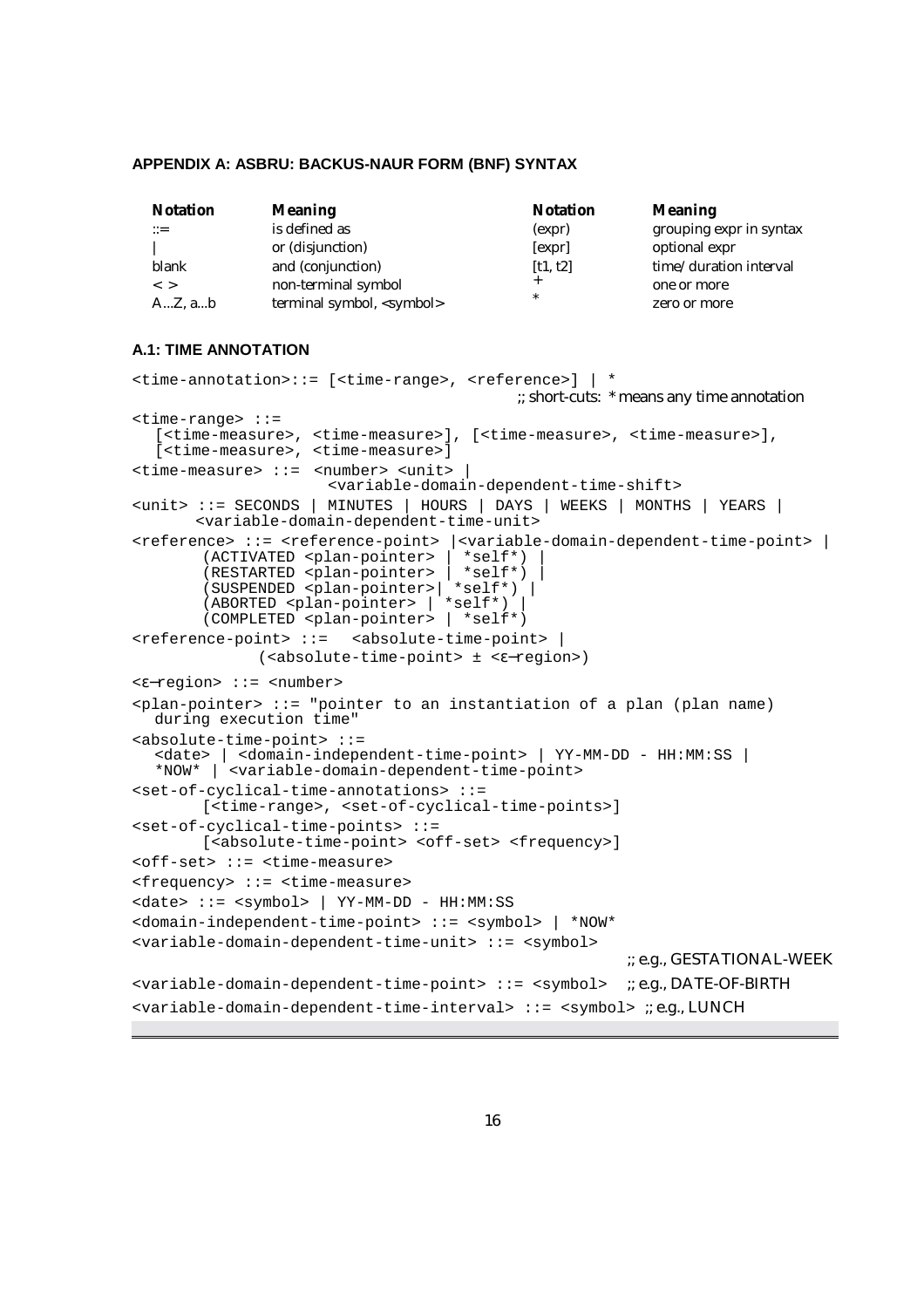### APPENDIX A: ASBRU: BACKUS-NAUR FORM (BNF) SYNTAX

| Notation | Meaning | Notation | Meaning |
|---|---|---|---|
| ::= | is defined as | (expr) | grouping expr in syntax |
| \| | or (disjunction) | [expr] | optional expr |
| blank | and (conjunction) | [t1, t2] | time/duration interval |
| < > | non-terminal symbol | + | one or more |
| A...Z, a...b | terminal symbol, <symbol> | * | zero or more |

#### A.1: TIME ANNOTATION

```
<time-annotation>::= [<time-range>, <reference>] | *
                                          ;; short-cuts: * means any time annotation
<time-range> ::=
   [<time-measure>, <time-measure>], [<time-measure>, <time-measure>],
   [<time-measure>, <time-measure>]
<time-measure> ::= <number> <unit> |
                      <variable-domain-dependent-time-shift>
<unit> ::= SECONDS | MINUTES | HOURS | DAYS | WEEKS | MONTHS | YEARS |
      <variable-domain-dependent-time-unit>
<reference> ::= <reference-point> |<variable-domain-dependent-time-point> |
        (ACTIVATED <plan-pointer> | *self*) |
        (RESTARTED <plan-pointer> | *self*) |
        (SUSPENDED <plan-pointer>| *self*) |
        (ABORTED <plan-pointer> | *self*) |
        (COMPLETED <plan-pointer> | *self*)
<reference-point> ::=  <absolute-time-point> |
             (<absolute-time-point> ± <ε−region>)
<ε−region> ::= <number>
<plan-pointer> ::= "pointer to an instantiation of a plan (plan name)
   during execution time"
<absolute-time-point> ::=
   <date> | <domain-independent-time-point> | YY-MM-DD - HH:MM:SS |
   *NOW* | <variable-domain-dependent-time-point>
<set-of-cyclical-time-annotations> ::=
       [<time-range>, <set-of-cyclical-time-points>]
<set-of-cyclical-time-points> ::=
       [<absolute-time-point> <off-set> <frequency>]
<off-set> ::= <time-measure>
<frequency> ::= <time-measure>
<date> ::= <symbol> | YY-MM-DD - HH:MM:SS
<domain-independent-time-point> ::= <symbol> | *NOW*
<variable-domain-dependent-time-unit> ::= <symbol>
                                                        ;; e.g., GESTATIONAL-WEEK
<variable-domain-dependent-time-point> ::= <symbol>   ;; e.g., DATE-OF-BIRTH
<variable-domain-dependent-time-interval> ::= <symbol> ;; e.g., LUNCH
```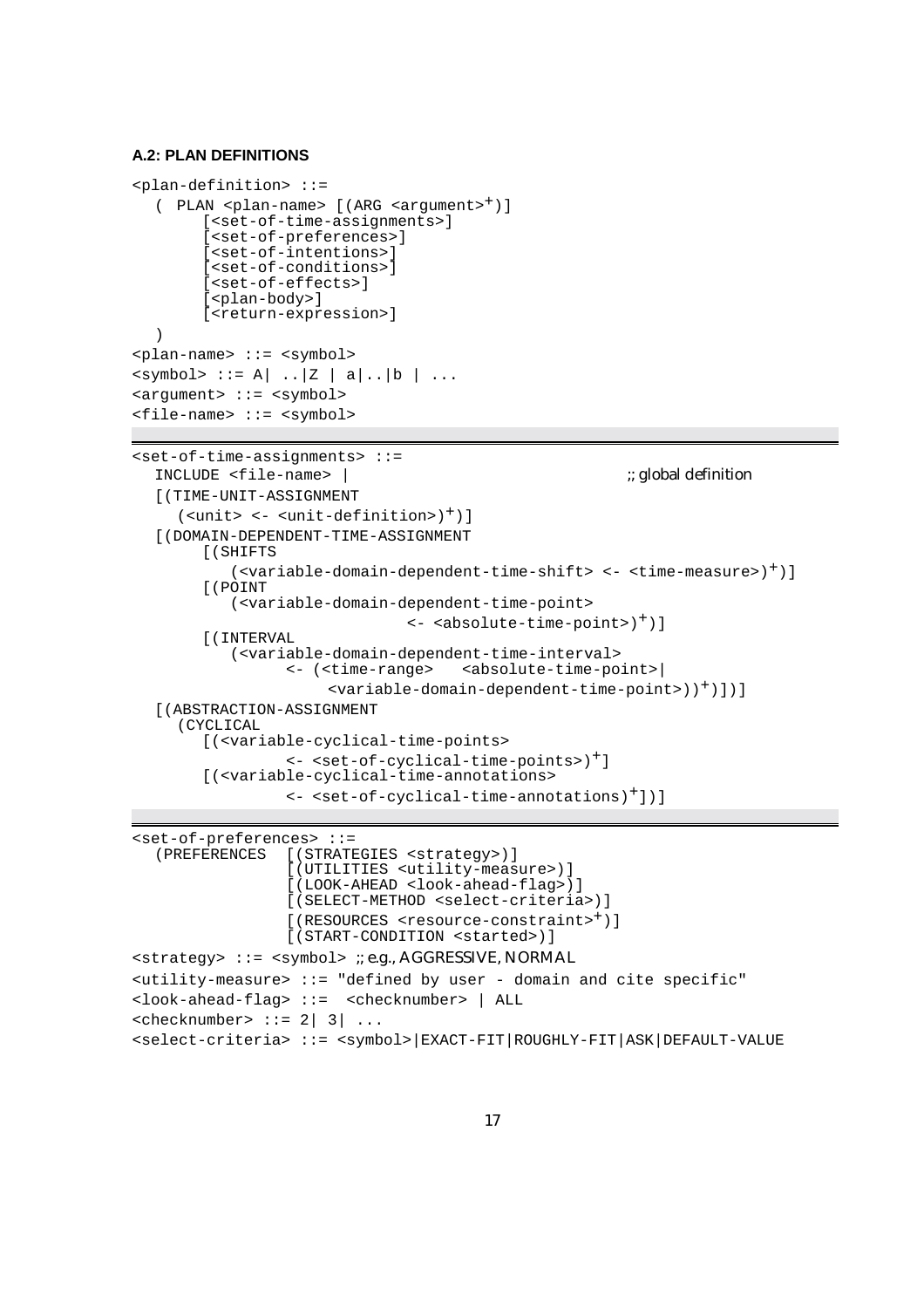**A.2: PLAN DEFINITIONS**

```
<plan-definition> ::=
   ( PLAN <plan-name> [(ARG <argument>+)]
        [<set-of-time-assignments>]
        [<set-of-preferences>]
        [<set-of-intentions>]
        [<set-of-conditions>]
        [<set-of-effects>]
        [<plan-body>]
        [<return-expression>]
   )
<plan-name> ::= <symbol>
<symbol> ::= A| ..|Z | a|..|b | ...
<argument> ::= <symbol>
<file-name> ::= <symbol>
```

```
<set-of-time-assignments> ::=
   INCLUDE <file-name> |                                   ;; global definition
   [(TIME-UNIT-ASSIGNMENT
      (<unit> <- <unit-definition>)+)]
   [(DOMAIN-DEPENDENT-TIME-ASSIGNMENT
        [(SHIFTS
           (<variable-domain-dependent-time-shift> <- <time-measure>)+)]
        [(POINT
           (<variable-domain-dependent-time-point>
                              <- <absolute-time-point>)+)]
        [(INTERVAL
           (<variable-domain-dependent-time-interval>
                 <- (<time-range>   <absolute-time-point>|
                      <variable-domain-dependent-time-point>))+)])]
   [(ABSTRACTION-ASSIGNMENT
     (CYCLICAL
        [(<variable-cyclical-time-points>
                 <- <set-of-cyclical-time-points>)+]
        [(<variable-cyclical-time-annotations>
                 <- <set-of-cyclical-time-annotations)+])]
```

```
<set-of-preferences> ::=
   (PREFERENCES  [(STRATEGIES <strategy>)]
                 [(UTILITIES <utility-measure>)]
                 [(LOOK-AHEAD <look-ahead-flag>)]
                 [(SELECT-METHOD <select-criteria>)]
                 [(RESOURCES <resource-constraint>+)]
                 [(START-CONDITION <started>)]
<strategy> ::= <symbol> ;; e.g., AGGRESSIVE, NORMAL
<utility-measure> ::= "defined by user - domain and cite specific"
<look-ahead-flag> ::=  <checknumber> | ALL
<checknumber> ::= 2| 3| ...
<select-criteria> ::= <symbol>|EXACT-FIT|ROUGHLY-FIT|ASK|DEFAULT-VALUE
```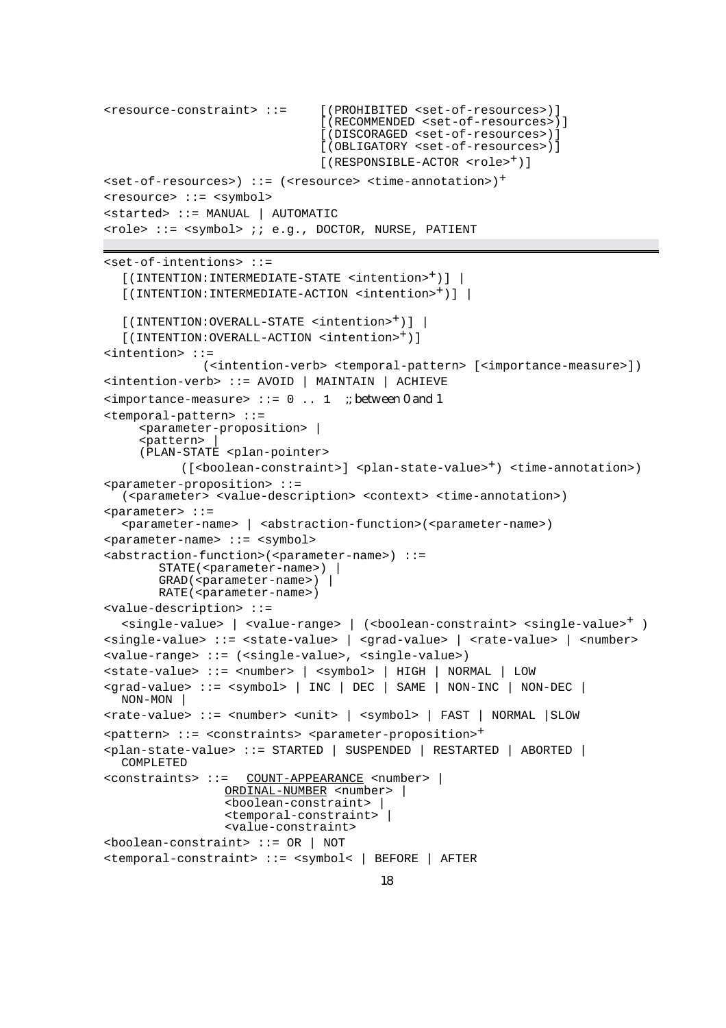```
<resource-constraint> ::=     [(PROHIBITED <set-of-resources>)]
                              [(RECOMMENDED <set-of-resources>)]
                              [(DISCORAGED <set-of-resources>)]
                              [(OBLIGATORY <set-of-resources>)]
                              [(RESPONSIBLE-ACTOR <role>+)]
<set-of-resources>) ::= (<resource> <time-annotation>)+
<resource> ::= <symbol>
<started> ::= MANUAL | AUTOMATIC
<role> ::= <symbol> ;; e.g., DOCTOR, NURSE, PATIENT
```

---

```
<set-of-intentions> ::=
   [(INTENTION:INTERMEDIATE-STATE <intention>+)] |
   [(INTENTION:INTERMEDIATE-ACTION <intention>+)] |

   [(INTENTION:OVERALL-STATE <intention>+)] |
   [(INTENTION:OVERALL-ACTION <intention>+)]
<intention> ::=
              (<intention-verb> <temporal-pattern> [<importance-measure>])
<intention-verb> ::= AVOID | MAINTAIN | ACHIEVE
<importance-measure> ::= 0 .. 1  ;; between 0 and 1
<temporal-pattern> ::=
     <parameter-proposition> |
     <pattern> |
     (PLAN-STATE <plan-pointer>
           ([<boolean-constraint>] <plan-state-value>+) <time-annotation>)
<parameter-proposition> ::=
   (<parameter> <value-description> <context> <time-annotation>)
<parameter> ::=
   <parameter-name> | <abstraction-function>(<parameter-name>)
<parameter-name> ::= <symbol>
<abstraction-function>(<parameter-name>) ::=
        STATE(<parameter-name>) |
        GRAD(<parameter-name>) |
        RATE(<parameter-name>)
<value-description> ::=
   <single-value> | <value-range> | (<boolean-constraint> <single-value>+ )
<single-value> ::= <state-value> | <grad-value> | <rate-value> | <number>
<value-range> ::= (<single-value>, <single-value>)
<state-value> ::= <number> | <symbol> | HIGH | NORMAL | LOW
<grad-value> ::= <symbol> | INC | DEC | SAME | NON-INC | NON-DEC |
   NON-MON |
<rate-value> ::= <number> <unit> | <symbol> | FAST | NORMAL |SLOW
<pattern> ::= <constraints> <parameter-proposition>+
<plan-state-value> ::= STARTED | SUSPENDED | RESTARTED | ABORTED |
   COMPLETED
<constraints> ::=  COUNT-APPEARANCE <number> |
                   ORDINAL-NUMBER <number> |
                   <boolean-constraint> |
                   <temporal-constraint> |
                   <value-constraint>
<boolean-constraint> ::= OR | NOT
<temporal-constraint> ::= <symbol< | BEFORE | AFTER
```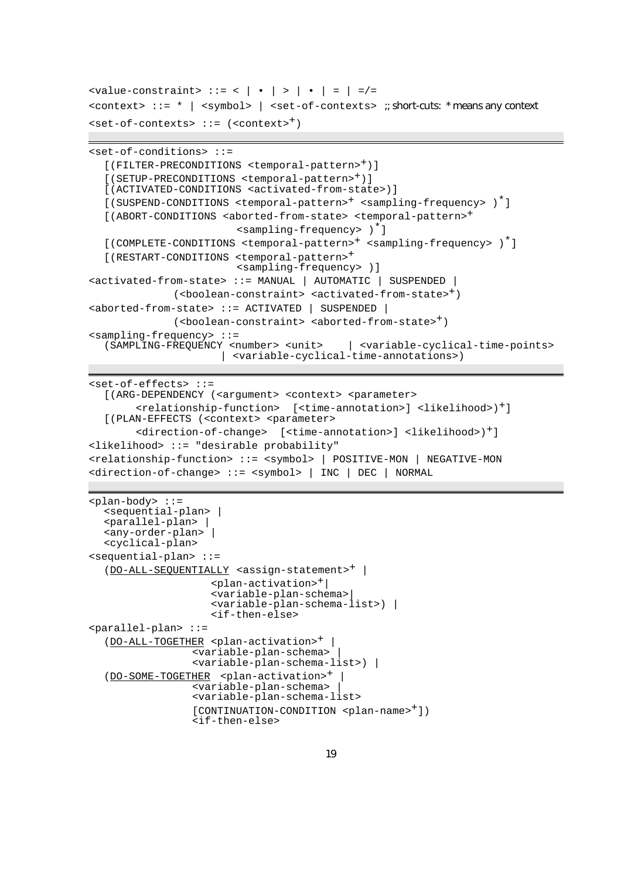```
<value-constraint> ::= < | • | > | • | = | =/=
<context> ::= * | <symbol> | <set-of-contexts>  ;; short-cuts: * means any context
<set-of-contexts> ::= (<context>+)
```

---

```
<set-of-conditions> ::=
  [(FILTER-PRECONDITIONS <temporal-pattern>+)]
  [(SETUP-PRECONDITIONS <temporal-pattern>+)]
  [(ACTIVATED-CONDITIONS <activated-from-state>)]
  [(SUSPEND-CONDITIONS <temporal-pattern>+ <sampling-frequency> )*]
  [(ABORT-CONDITIONS <aborted-from-state> <temporal-pattern>+
                         <sampling-frequency> )*]
  [(COMPLETE-CONDITIONS <temporal-pattern>+ <sampling-frequency> )*]
  [(RESTART-CONDITIONS <temporal-pattern>+
                         <sampling-frequency> )]
<activated-from-state> ::= MANUAL | AUTOMATIC | SUSPENDED |
             (<boolean-constraint> <activated-from-state>+)
<aborted-from-state> ::= ACTIVATED | SUSPENDED |
             (<boolean-constraint> <aborted-from-state>+)
<sampling-frequency> ::=
  (SAMPLING-FREQUENCY <number> <unit>    | <variable-cyclical-time-points>
                      | <variable-cyclical-time-annotations>)
```

---

```
<set-of-effects> ::=
  [(ARG-DEPENDENCY (<argument> <context> <parameter>
       <relationship-function>  [<time-annotation>] <likelihood>)+]
  [(PLAN-EFFECTS (<context> <parameter>
       <direction-of-change>  [<time-annotation>] <likelihood>)+]
<likelihood> ::= "desirable probability"
<relationship-function> ::= <symbol> | POSITIVE-MON | NEGATIVE-MON
<direction-of-change> ::= <symbol> | INC | DEC | NORMAL
```

---

```
<plan-body> ::=
  <sequential-plan> |
  <parallel-plan> |
  <any-order-plan> |
  <cyclical-plan>
<sequential-plan> ::=
  (DO-ALL-SEQUENTIALLY <assign-statement>+ |
                   <plan-activation>+|
                   <variable-plan-schema>|
                   <variable-plan-schema-list>) |
                   <if-then-else>
<parallel-plan> ::=
  (DO-ALL-TOGETHER <plan-activation>+ |
               <variable-plan-schema> |
               <variable-plan-schema-list>) |
  (DO-SOME-TOGETHER  <plan-activation>+ |
               <variable-plan-schema> |
               <variable-plan-schema-list>
               [CONTINUATION-CONDITION <plan-name>+])
               <if-then-else>
```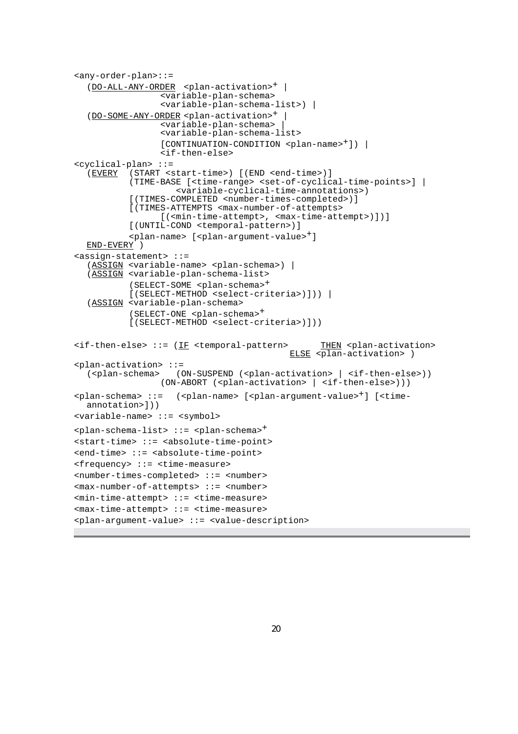```
<any-order-plan>::=
   (DO-ALL-ANY-ORDER  <plan-activation>+ |
                <variable-plan-schema>
                <variable-plan-schema-list>) |
   (DO-SOME-ANY-ORDER <plan-activation>+ |
                <variable-plan-schema> |
                <variable-plan-schema-list>
                [CONTINUATION-CONDITION <plan-name>+]) |
                <if-then-else>
<cyclical-plan> ::=
   (EVERY  (START <start-time>) [(END <end-time>)]
           (TIME-BASE [<time-range> <set-of-cyclical-time-points>] |
                  <variable-cyclical-time-annotations>)
           [(TIMES-COMPLETED <number-times-completed>)]
           [(TIMES-ATTEMPTS <max-number-of-attempts>
                [(<min-time-attempt>, <max-time-attempt>)])]
           [(UNTIL-COND <temporal-pattern>)]
           <plan-name> [<plan-argument-value>+]
   END-EVERY )
<assign-statement> ::=
   (ASSIGN <variable-name> <plan-schema>) |
   (ASSIGN <variable-plan-schema-list>
           (SELECT-SOME <plan-schema>+
           [(SELECT-METHOD <select-criteria>)])) |
   (ASSIGN <variable-plan-schema>
           (SELECT-ONE <plan-schema>+
           [(SELECT-METHOD <select-criteria>)]))

<if-then-else> ::= (IF <temporal-pattern>       THEN <plan-activation>
                                          ELSE <plan-activation> )
<plan-activation> ::=
   (<plan-schema>   (ON-SUSPEND (<plan-activation> | <if-then-else>))
                (ON-ABORT (<plan-activation> | <if-then-else>)))
<plan-schema> ::=  (<plan-name> [<plan-argument-value>+] [<time-
   annotation>]))
<variable-name> ::= <symbol>
<plan-schema-list> ::= <plan-schema>+
<start-time> ::= <absolute-time-point>
<end-time> ::= <absolute-time-point>
<frequency> ::= <time-measure>
<number-times-completed> ::= <number>
<max-number-of-attempts> ::= <number>
<min-time-attempt> ::= <time-measure>
<max-time-attempt> ::= <time-measure>
<plan-argument-value> ::= <value-description>
```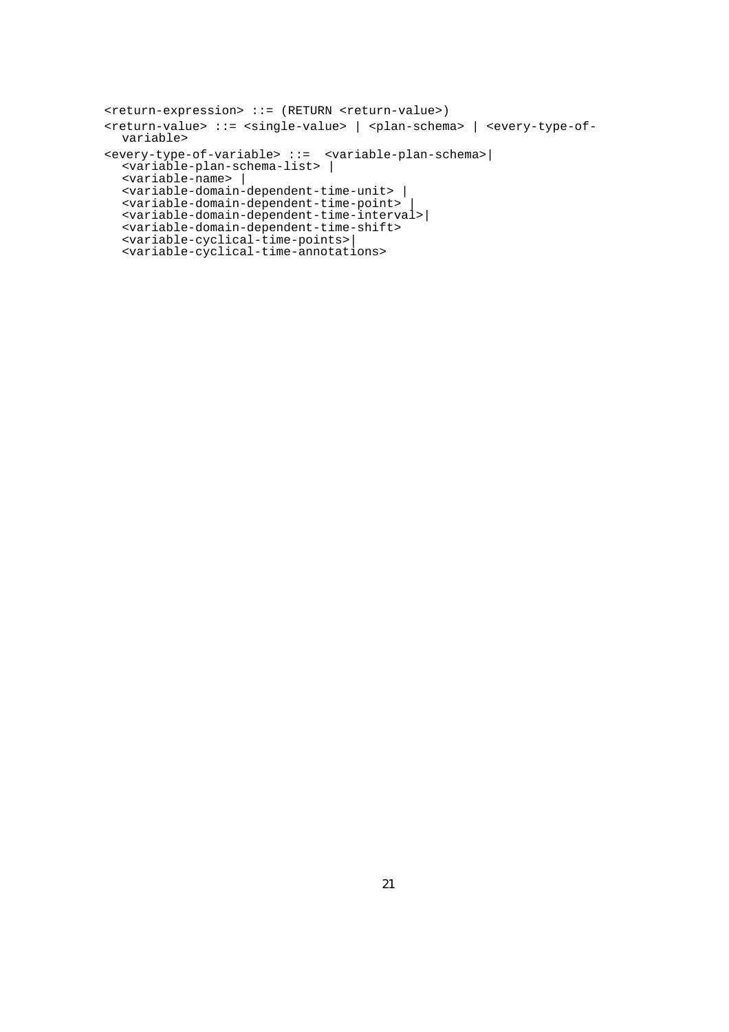```
<return-expression> ::= (RETURN <return-value>)
<return-value> ::= <single-value> | <plan-schema> | <every-type-of-
   variable>
<every-type-of-variable> ::=  <variable-plan-schema>|
   <variable-plan-schema-list> |
   <variable-name> |
   <variable-domain-dependent-time-unit> |
   <variable-domain-dependent-time-point> |
   <variable-domain-dependent-time-interval>|
   <variable-domain-dependent-time-shift>
   <variable-cyclical-time-points>|
   <variable-cyclical-time-annotations>
```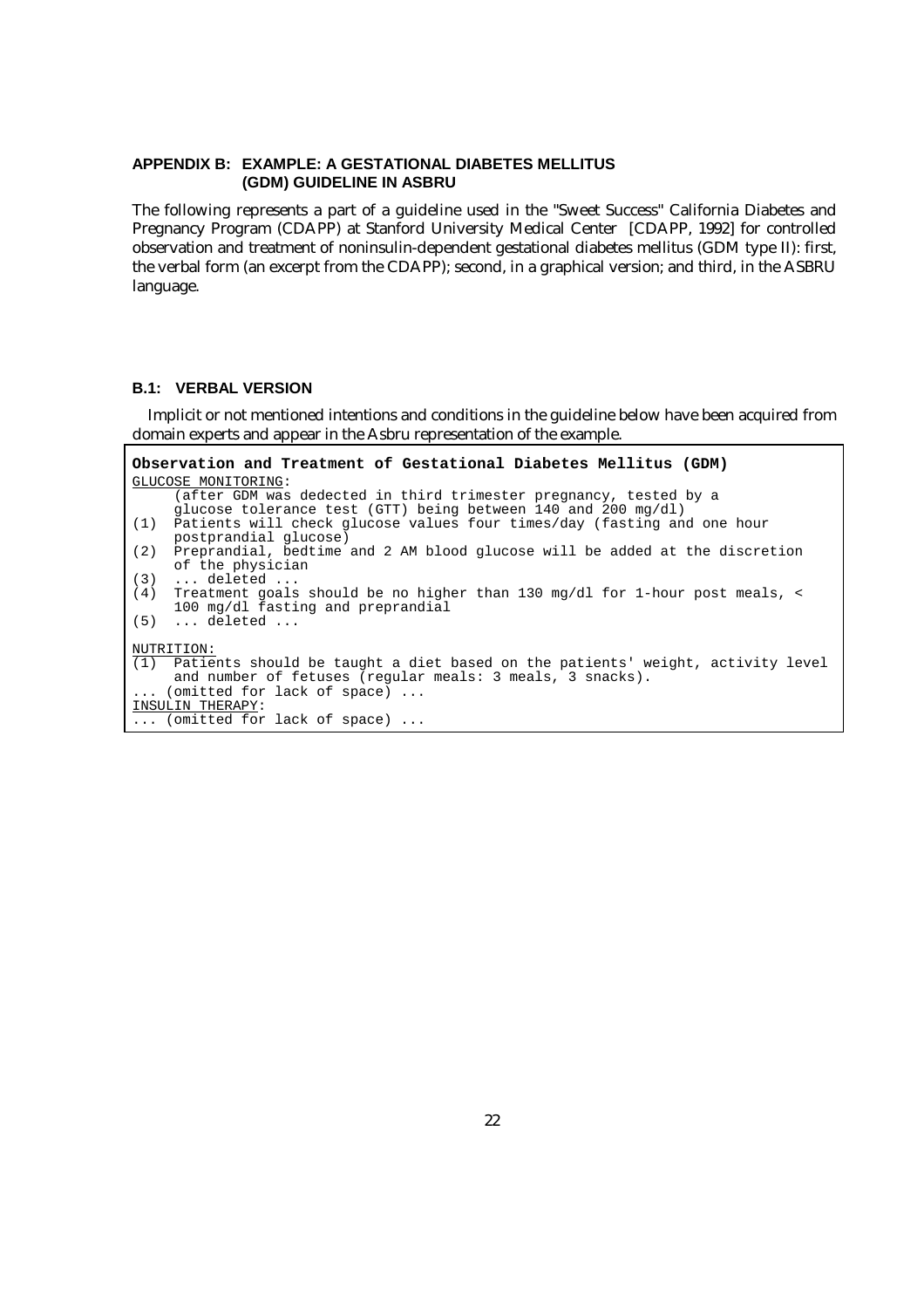## APPENDIX B: EXAMPLE: A GESTATIONAL DIABETES MELLITUS (GDM) GUIDELINE IN ASBRU

The following represents a part of a guideline used in the "Sweet Success" California Diabetes and Pregnancy Program (CDAPP) at Stanford University Medical Center [CDAPP, 1992] for controlled observation and treatment of noninsulin-dependent gestational diabetes mellitus (GDM type II): first, the verbal form (an excerpt from the CDAPP); second, in a graphical version; and third, in the ASBRU language.

### B.1: VERBAL VERSION

Implicit or not mentioned intentions and conditions in the guideline below have been acquired from domain experts and appear in the Asbru representation of the example.

```
Observation and Treatment of Gestational Diabetes Mellitus (GDM)
GLUCOSE MONITORING:
     (after GDM was dedected in third trimester pregnancy, tested by a
     glucose tolerance test (GTT) being between 140 and 200 mg/dl)
(1)  Patients will check glucose values four times/day (fasting and one hour
     postprandial glucose)
(2)  Preprandial, bedtime and 2 AM blood glucose will be added at the discretion
     of the physician
(3)  ... deleted ...
(4)  Treatment goals should be no higher than 130 mg/dl for 1-hour post meals, <
     100 mg/dl fasting and preprandial
(5)  ... deleted ...

NUTRITION:
(1)  Patients should be taught a diet based on the patients' weight, activity level
     and number of fetuses (regular meals: 3 meals, 3 snacks).
... (omitted for lack of space) ...
INSULIN THERAPY:
... (omitted for lack of space) ...
```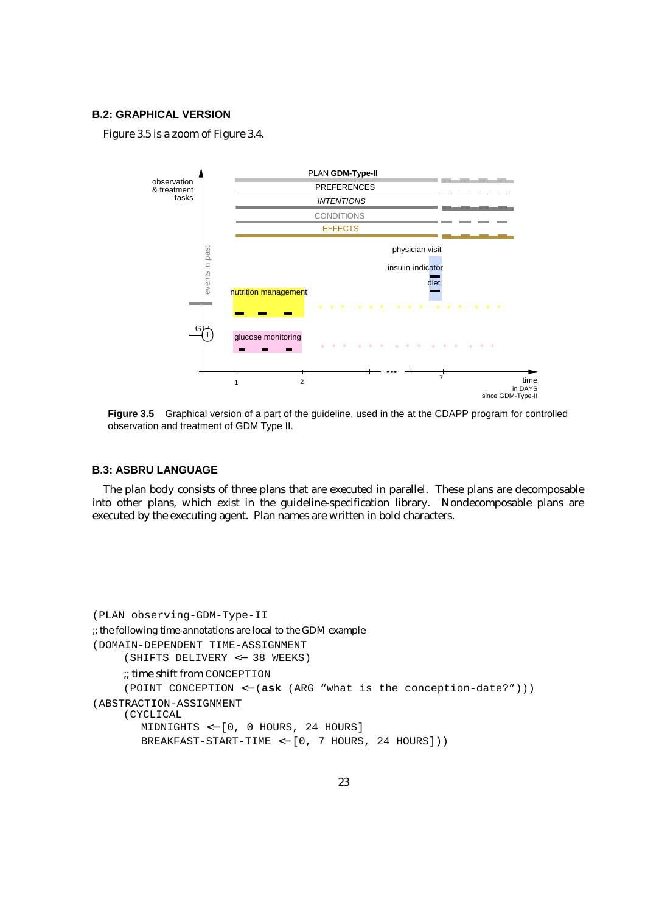### B.2: GRAPHICAL VERSION

Figure 3.5 is a zoom of Figure 3.4.

**Figure 3.5** Graphical version of a part of the guideline, used in the at the CDAPP program for controlled observation and treatment of GDM Type II.

### B.3: ASBRU LANGUAGE

The plan body consists of three plans that are executed in parallel. These plans are decomposable into other plans, which exist in the guideline-specification library. Nondecomposable plans are executed by the executing agent. Plan names are written in bold characters.

```
(PLAN observing-GDM-Type-II
;; the following time-annotations are local to the GDM example
(DOMAIN-DEPENDENT TIME-ASSIGNMENT
     (SHIFTS DELIVERY <- 38 WEEKS)
     ;; time shift from CONCEPTION
     (POINT CONCEPTION <-(ask (ARG "what is the conception-date?")))
(ABSTRACTION-ASSIGNMENT
     (CYCLICAL
        MIDNIGHTS <-[0, 0 HOURS, 24 HOURS]
        BREAKFAST-START-TIME <-[0, 7 HOURS, 24 HOURS]))
```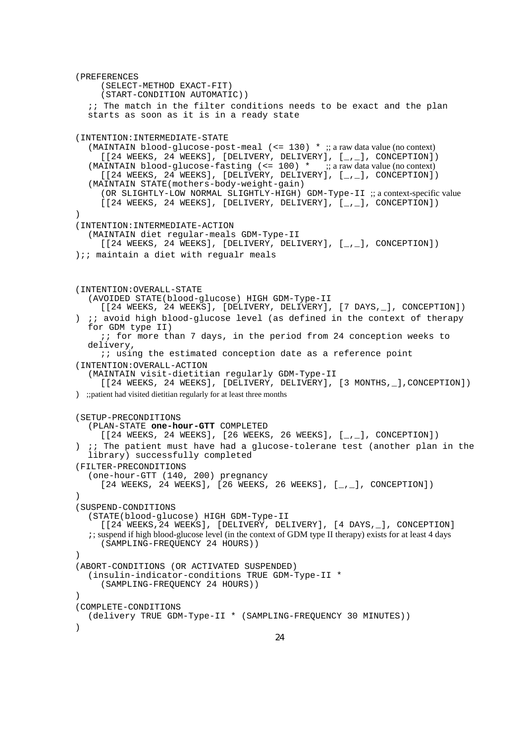```
(PREFERENCES
     (SELECT-METHOD EXACT-FIT)
     (START-CONDITION AUTOMATIC))
   ;; The match in the filter conditions needs to be exact and the plan
   starts as soon as it is in a ready state

(INTENTION:INTERMEDIATE-STATE
   (MAINTAIN blood-glucose-post-meal (<= 130) * ;; a raw data value (no context)
      [[24 WEEKS, 24 WEEKS], [DELIVERY, DELIVERY], [_,_], CONCEPTION])
   (MAINTAIN blood-glucose-fasting (<= 100) *   ;; a raw data value (no context)
      [[24 WEEKS, 24 WEEKS], [DELIVERY, DELIVERY], [_,_], CONCEPTION])
   (MAINTAIN STATE(mothers-body-weight-gain)
      (OR SLIGHTLY-LOW NORMAL SLIGHTLY-HIGH) GDM-Type-II ;; a context-specific value
      [[24 WEEKS, 24 WEEKS], [DELIVERY, DELIVERY], [_,_], CONCEPTION])
)
(INTENTION:INTERMEDIATE-ACTION
   (MAINTAIN diet regular-meals GDM-Type-II
      [[24 WEEKS, 24 WEEKS], [DELIVERY, DELIVERY], [_,_], CONCEPTION])
);; maintain a diet with regualr meals


(INTENTION:OVERALL-STATE
   (AVOIDED STATE(blood-glucose) HIGH GDM-Type-II
      [[24 WEEKS, 24 WEEKS], [DELIVERY, DELIVERY], [7 DAYS,_], CONCEPTION])
) ;; avoid high blood-glucose level (as defined in the context of therapy
   for GDM type II)
     ;; for more than 7 days, in the period from 24 conception weeks to
   delivery,
     ;; using the estimated conception date as a reference point
(INTENTION:OVERALL-ACTION
   (MAINTAIN visit-dietitian regularly GDM-Type-II
      [[24 WEEKS, 24 WEEKS], [DELIVERY, DELIVERY], [3 MONTHS,_],CONCEPTION])
)  ;;patient had visited dietitian regularly for at least three months


(SETUP-PRECONDITIONS
   (PLAN-STATE one-hour-GTT COMPLETED
      [[24 WEEKS, 24 WEEKS], [26 WEEKS, 26 WEEKS], [_,_], CONCEPTION])
) ;; The patient must have had a glucose-tolerane test (another plan in the
   library) successfully completed
(FILTER-PRECONDITIONS
   (one-hour-GTT (140, 200) pregnancy
      [24 WEEKS, 24 WEEKS], [26 WEEKS, 26 WEEKS], [_,_], CONCEPTION])
)
(SUSPEND-CONDITIONS
   (STATE(blood-glucose) HIGH GDM-Type-II
      [[24 WEEKS,24 WEEKS], [DELIVERY, DELIVERY], [4 DAYS,_], CONCEPTION]
   ;; suspend if high blood-glucose level (in the context of GDM type II therapy) exists for at least 4 days
      (SAMPLING-FREQUENCY 24 HOURS))
)
(ABORT-CONDITIONS (OR ACTIVATED SUSPENDED)
   (insulin-indicator-conditions TRUE GDM-Type-II *
      (SAMPLING-FREQUENCY 24 HOURS))
)
(COMPLETE-CONDITIONS
   (delivery TRUE GDM-Type-II * (SAMPLING-FREQUENCY 30 MINUTES))
)
```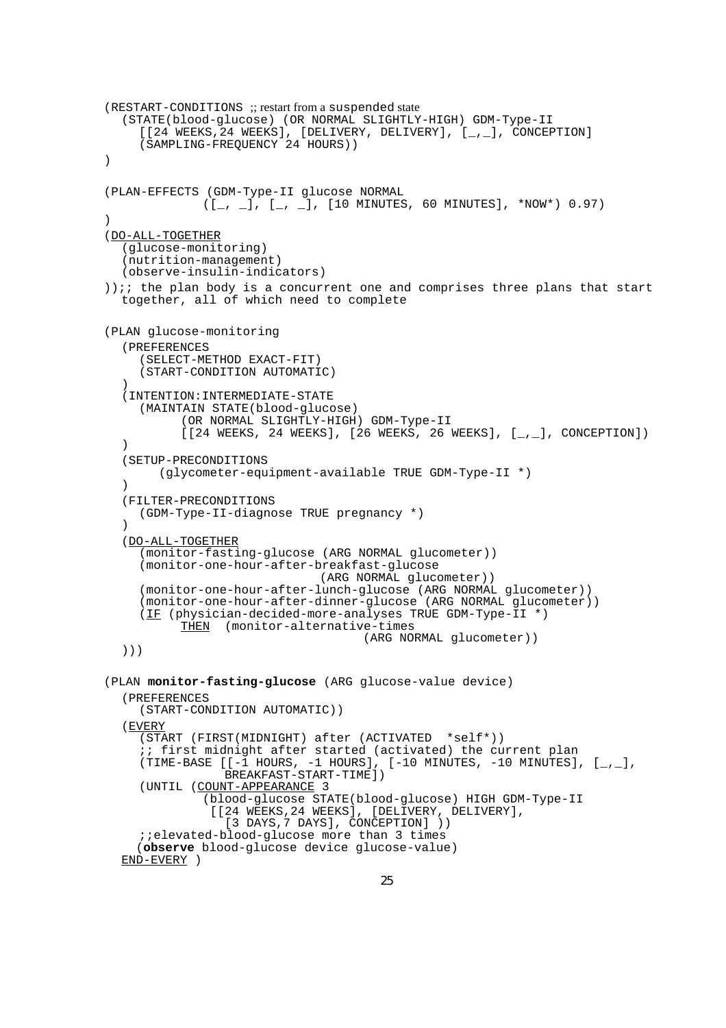```
(RESTART-CONDITIONS ;; restart from a suspended state
   (STATE(blood-glucose) (OR NORMAL SLIGHTLY-HIGH) GDM-Type-II
      [[24 WEEKS,24 WEEKS], [DELIVERY, DELIVERY], [_,_], CONCEPTION]
      (SAMPLING-FREQUENCY 24 HOURS))
)

(PLAN-EFFECTS (GDM-Type-II glucose NORMAL
             ([_, _], [_, _], [10 MINUTES, 60 MINUTES], *NOW*) 0.97)
)
(DO-ALL-TOGETHER
   (glucose-monitoring)
   (nutrition-management)
   (observe-insulin-indicators)
));; the plan body is a concurrent one and comprises three plans that start
   together, all of which need to complete

(PLAN glucose-monitoring
   (PREFERENCES
      (SELECT-METHOD EXACT-FIT)
      (START-CONDITION AUTOMATIC)
   )
   (INTENTION:INTERMEDIATE-STATE
      (MAINTAIN STATE(blood-glucose)
           (OR NORMAL SLIGHTLY-HIGH) GDM-Type-II
           [[24 WEEKS, 24 WEEKS], [26 WEEKS, 26 WEEKS], [_,_], CONCEPTION])
   )
   (SETUP-PRECONDITIONS
        (glycometer-equipment-available TRUE GDM-Type-II *)
   )
   (FILTER-PRECONDITIONS
      (GDM-Type-II-diagnose TRUE pregnancy *)
   )
   (DO-ALL-TOGETHER
      (monitor-fasting-glucose (ARG NORMAL glucometer))
      (monitor-one-hour-after-breakfast-glucose
                               (ARG NORMAL glucometer))
      (monitor-one-hour-after-lunch-glucose (ARG NORMAL glucometer))
      (monitor-one-hour-after-dinner-glucose (ARG NORMAL glucometer))
      (IF (physician-decided-more-analyses TRUE GDM-Type-II *)
           THEN  (monitor-alternative-times
                                     (ARG NORMAL glucometer))
   )))

(PLAN monitor-fasting-glucose (ARG glucose-value device)
   (PREFERENCES
      (START-CONDITION AUTOMATIC))
   (EVERY
      (START (FIRST(MIDNIGHT) after (ACTIVATED  *self*))
      ;; first midnight after started (activated) the current plan
      (TIME-BASE [[-1 HOURS, -1 HOURS], [-10 MINUTES, -10 MINUTES], [_,_],
                 BREAKFAST-START-TIME])
      (UNTIL (COUNT-APPEARANCE 3
              (blood-glucose STATE(blood-glucose) HIGH GDM-Type-II
               [[24 WEEKS,24 WEEKS], [DELIVERY, DELIVERY],
                 [3 DAYS,7 DAYS], CONCEPTION] ))
      ;;elevated-blood-glucose more than 3 times
     (observe blood-glucose device glucose-value)
   END-EVERY )
```